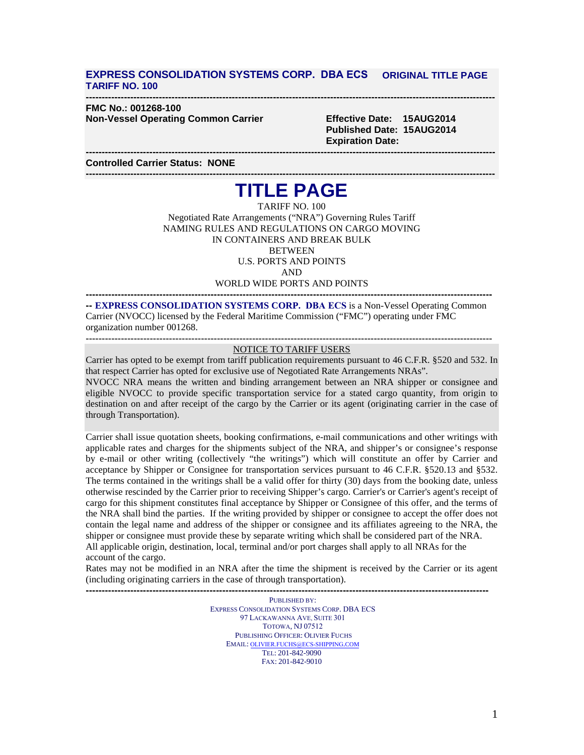**EXPRESS CONSOLIDATION SYSTEMS CORP. DBA ECS** **ORIGINAL TITLE PAGE**
**TARIFF NO. 100**

---

**FMC No.: 001268-100**
**Non-Vessel Operating Common Carrier**

**Effective Date: 15AUG2014**
**Published Date: 15AUG2014**
**Expiration Date:**

---

**Controlled Carrier Status: NONE**

---

# TITLE PAGE

TARIFF NO. 100
Negotiated Rate Arrangements ("NRA") Governing Rules Tariff
NAMING RULES AND REGULATIONS ON CARGO MOVING
IN CONTAINERS AND BREAK BULK
BETWEEN
U.S. PORTS AND POINTS
AND
WORLD WIDE PORTS AND POINTS

---

**-- EXPRESS CONSOLIDATION SYSTEMS CORP. DBA ECS** is a Non-Vessel Operating Common Carrier (NVOCC) licensed by the Federal Maritime Commission ("FMC") operating under FMC organization number 001268.

---

NOTICE TO TARIFF USERS

Carrier has opted to be exempt from tariff publication requirements pursuant to 46 C.F.R. §520 and 532. In that respect Carrier has opted for exclusive use of Negotiated Rate Arrangements NRAs".
NVOCC NRA means the written and binding arrangement between an NRA shipper or consignee and eligible NVOCC to provide specific transportation service for a stated cargo quantity, from origin to destination on and after receipt of the cargo by the Carrier or its agent (originating carrier in the case of through Transportation).

Carrier shall issue quotation sheets, booking confirmations, e-mail communications and other writings with applicable rates and charges for the shipments subject of the NRA, and shipper's or consignee's response by e-mail or other writing (collectively "the writings") which will constitute an offer by Carrier and acceptance by Shipper or Consignee for transportation services pursuant to 46 C.F.R. §520.13 and §532. The terms contained in the writings shall be a valid offer for thirty (30) days from the booking date, unless otherwise rescinded by the Carrier prior to receiving Shipper's cargo. Carrier's or Carrier's agent's receipt of cargo for this shipment constitutes final acceptance by Shipper or Consignee of this offer, and the terms of the NRA shall bind the parties. If the writing provided by shipper or consignee to accept the offer does not contain the legal name and address of the shipper or consignee and its affiliates agreeing to the NRA, the shipper or consignee must provide these by separate writing which shall be considered part of the NRA.
All applicable origin, destination, local, terminal and/or port charges shall apply to all NRAs for the account of the cargo.
Rates may not be modified in an NRA after the time the shipment is received by the Carrier or its agent (including originating carriers in the case of through transportation).

---

PUBLISHED BY:
EXPRESS CONSOLIDATION SYSTEMS CORP. DBA ECS
97 LACKAWANNA AVE. SUITE 301
TOTOWA, NJ 07512
PUBLISHING OFFICER: OLIVIER FUCHS
EMAIL: OLIVIER.FUCHS@ECS-SHIPPING.COM
TEL: 201-842-9090
FAX: 201-842-9010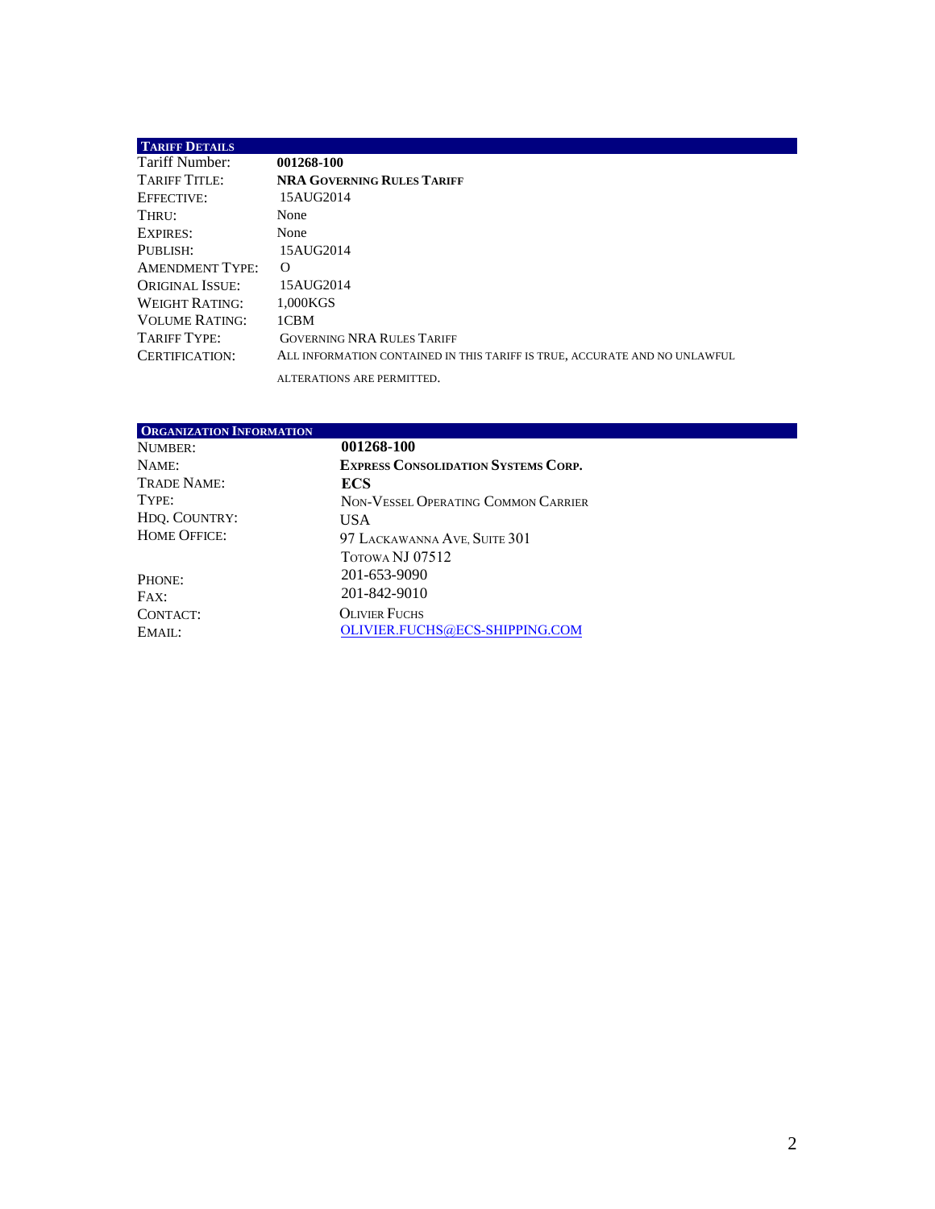## Tariff Details

| | |
|---|---|
| Tariff Number: | **001268-100** |
| Tariff Title: | **NRA Governing Rules Tariff** |
| Effective: | 15AUG2014 |
| Thru: | None |
| Expires: | None |
| Publish: | 15AUG2014 |
| Amendment Type: | O |
| Original Issue: | 15AUG2014 |
| Weight Rating: | 1,000KGS |
| Volume Rating: | 1CBM |
| Tariff Type: | Governing NRA Rules Tariff |
| Certification: | All information contained in this tariff is true, accurate and no unlawful alterations are permitted. |

## Organization Information

| | |
|---|---|
| Number: | **001268-100** |
| Name: | **Express Consolidation Systems Corp.** |
| Trade Name: | **ECS** |
| Type: | Non-Vessel Operating Common Carrier |
| Hdq. Country: | USA |
| Home Office: | 97 Lackawanna Ave, Suite 301<br>Totowa NJ 07512 |
| Phone: | 201-653-9090 |
| Fax: | 201-842-9010 |
| Contact: | Olivier Fuchs |
| Email: | OLIVIER.FUCHS@ECS-SHIPPING.COM |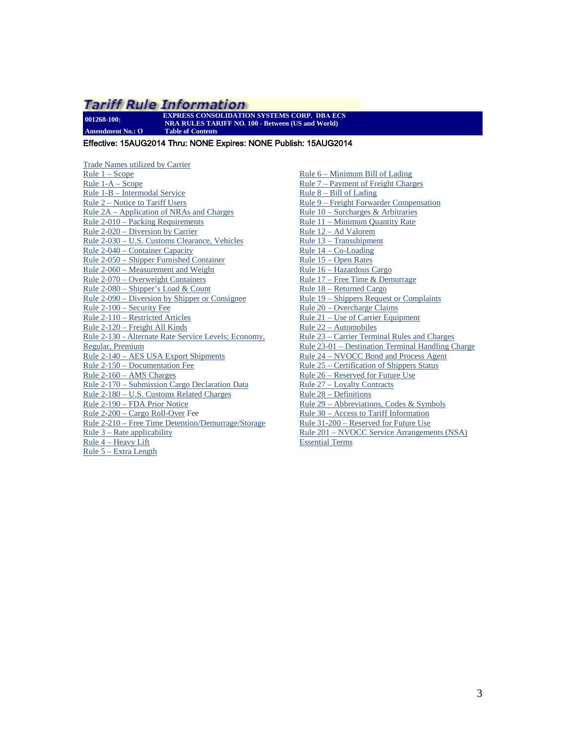# Tariff Rule Information

**001268-100:** **EXPRESS CONSOLIDATION SYSTEMS CORP. DBA ECS**
**NRA RULES TARIFF NO. 100 - Between (US and World)**
**Amendment No.: O** **Table of Contents**

**Effective: 15AUG2014 Thru: NONE Expires: NONE Publish: 15AUG2014**

Trade Names utilized by Carrier
Rule 1 – Scope
Rule 1-A – Scope
Rule 1-B – Intermodal Service
Rule 2 – Notice to Tariff Users
Rule 2A – Application of NRAs and Charges
Rule 2-010 – Packing Requirements
Rule 2-020 – Diversion by Carrier
Rule 2-030 – U.S. Customs Clearance, Vehicles
Rule 2-040 – Container Capacity
Rule 2-050 – Shipper Furnished Container
Rule 2-060 – Measurement and Weight
Rule 2-070 – Overweight Containers
Rule 2-080 – Shipper's Load & Count
Rule 2-090 – Diversion by Shipper or Consignee
Rule 2-100 – Security Fee
Rule 2-110 – Restricted Articles
Rule 2-120 – Freight All Kinds
Rule 2-130 - Alternate Rate Service Levels; Economy, Regular, Premium
Rule 2-140 – AES USA Export Shipments
Rule 2-150 – Documentation Fee
Rule 2-160 – AMS Charges
Rule 2-170 – Submission Cargo Declaration Data
Rule 2-180 – U.S. Customs Related Charges
Rule 2-190 – FDA Prior Notice
Rule 2-200 – Cargo Roll-Over Fee
Rule 2-210 – Free Time Detention/Demurrage/Storage
Rule 3 – Rate applicability
Rule 4 – Heavy Lift
Rule 5 – Extra Length
Rule 6 – Minimum Bill of Lading
Rule 7 – Payment of Freight Charges
Rule 8 – Bill of Lading
Rule 9 – Freight Forwarder Compensation
Rule 10 – Surcharges & Arbitraries
Rule 11 – Minimum Quantity Rate
Rule 12 – Ad Valorem
Rule 13 – Transshipment
Rule 14 – Co-Loading
Rule 15 – Open Rates
Rule 16 – Hazardous Cargo
Rule 17 – Free Time & Demurrage
Rule 18 – Returned Cargo
Rule 19 – Shippers Request or Complaints
Rule 20 – Overcharge Claims
Rule 21 – Use of Carrier Equipment
Rule 22 – Automobiles
Rule 23 – Carrier Terminal Rules and Charges
Rule 23-01 – Destination Terminal Handling Charge
Rule 24 – NVOCC Bond and Process Agent
Rule 25 – Certification of Shippers Status
Rule 26 – Reserved for Future Use
Rule 27 – Loyalty Contracts
Rule 28 – Definitions
Rule 29 – Abbreviations, Codes & Symbols
Rule 30 – Access to Tariff Information
Rule 31-200 – Reserved for Future Use
Rule 201 – NVOCC Service Arrangements (NSA)
Essential Terms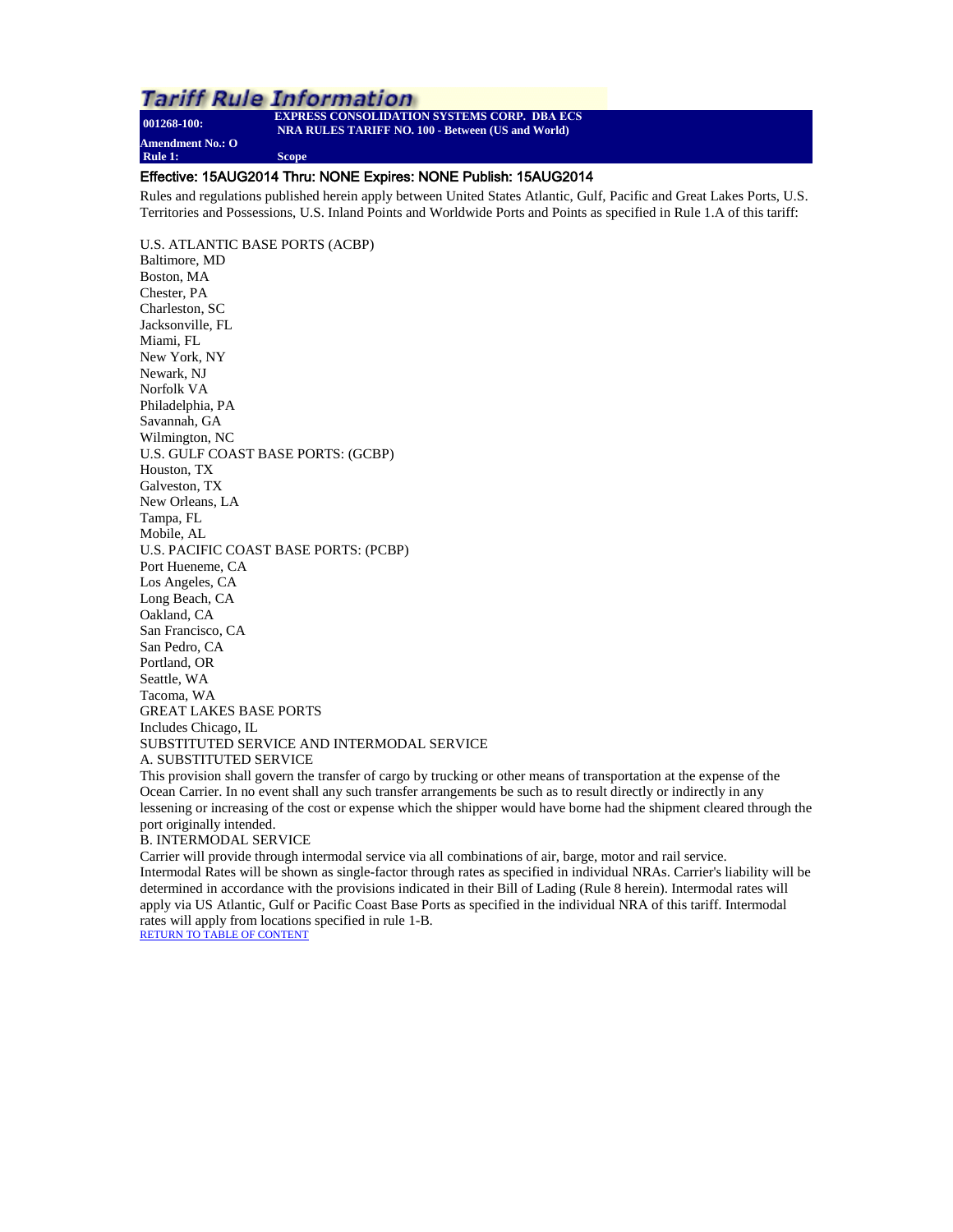# Tariff Rule Information

**001268-100:** **EXPRESS CONSOLIDATION SYSTEMS CORP. DBA ECS**
**NRA RULES TARIFF NO. 100 - Between (US and World)**

**Amendment No.: O**
**Rule 1:** **Scope**

Effective: 15AUG2014 Thru: NONE Expires: NONE Publish: 15AUG2014

Rules and regulations published herein apply between United States Atlantic, Gulf, Pacific and Great Lakes Ports, U.S. Territories and Possessions, U.S. Inland Points and Worldwide Ports and Points as specified in Rule 1.A of this tariff:

U.S. ATLANTIC BASE PORTS (ACBP)
Baltimore, MD
Boston, MA
Chester, PA
Charleston, SC
Jacksonville, FL
Miami, FL
New York, NY
Newark, NJ
Norfolk VA
Philadelphia, PA
Savannah, GA
Wilmington, NC
U.S. GULF COAST BASE PORTS: (GCBP)
Houston, TX
Galveston, TX
New Orleans, LA
Tampa, FL
Mobile, AL
U.S. PACIFIC COAST BASE PORTS: (PCBP)
Port Hueneme, CA
Los Angeles, CA
Long Beach, CA
Oakland, CA
San Francisco, CA
San Pedro, CA
Portland, OR
Seattle, WA
Tacoma, WA
GREAT LAKES BASE PORTS
Includes Chicago, IL
SUBSTITUTED SERVICE AND INTERMODAL SERVICE
A. SUBSTITUTED SERVICE
This provision shall govern the transfer of cargo by trucking or other means of transportation at the expense of the Ocean Carrier. In no event shall any such transfer arrangements be such as to result directly or indirectly in any lessening or increasing of the cost or expense which the shipper would have borne had the shipment cleared through the port originally intended.
B. INTERMODAL SERVICE
Carrier will provide through intermodal service via all combinations of air, barge, motor and rail service.
Intermodal Rates will be shown as single-factor through rates as specified in individual NRAs. Carrier's liability will be determined in accordance with the provisions indicated in their Bill of Lading (Rule 8 herein). Intermodal rates will apply via US Atlantic, Gulf or Pacific Coast Base Ports as specified in the individual NRA of this tariff. Intermodal rates will apply from locations specified in rule 1-B.

RETURN TO TABLE OF CONTENT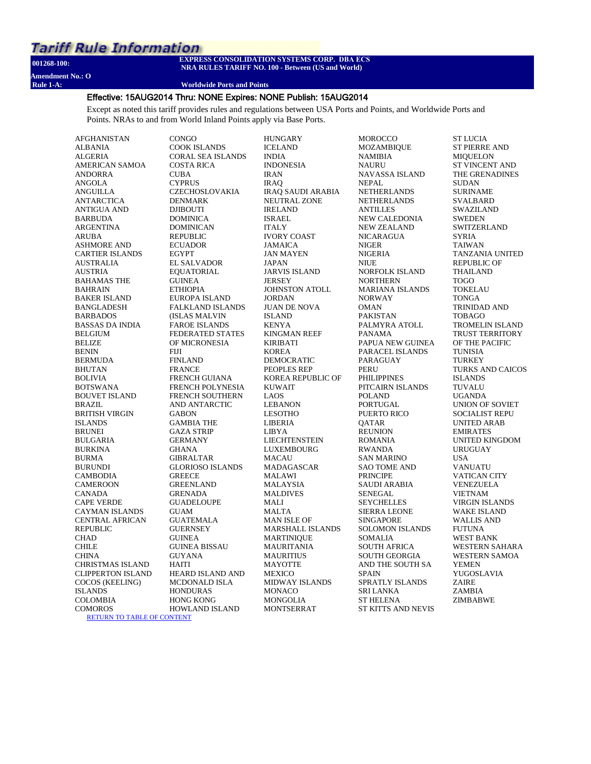# Tariff Rule Information

**001268-100:** **EXPRESS CONSOLIDATION SYSTEMS CORP. DBA ECS**
**NRA RULES TARIFF NO. 100 - Between (US and World)**

**Amendment No.: O**

**Rule 1-A:** **Worldwide Ports and Points**

Effective: 15AUG2014 Thru: NONE Expires: NONE Publish: 15AUG2014

Except as noted this tariff provides rules and regulations between USA Ports and Points, and Worldwide Ports and Points. NRAs to and from World Inland Points apply via Base Ports.

AFGHANISTAN
ALBANIA
ALGERIA
AMERICAN SAMOA
ANDORRA
ANGOLA
ANGUILLA
ANTARCTICA
ANTIGUA AND BARBUDA
ARGENTINA
ARUBA
ASHMORE AND CARTIER ISLANDS
AUSTRALIA
AUSTRIA
BAHAMAS THE
BAHRAIN
BAKER ISLAND
BANGLADESH
BARBADOS
BASSAS DA INDIA
BELGIUM
BELIZE
BENIN
BERMUDA
BHUTAN
BOLIVIA
BOTSWANA
BOUVET ISLAND
BRAZIL
BRITISH VIRGIN ISLANDS
BRUNEI
BULGARIA
BURKINA
BURMA
BURUNDI
CAMBODIA
CAMEROON
CANADA
CAPE VERDE
CAYMAN ISLANDS
CENTRAL AFRICAN REPUBLIC
CHAD
CHILE
CHINA
CHRISTMAS ISLAND
CLIPPERTON ISLAND
COCOS (KEELING) ISLANDS
COLOMBIA
COMOROS
CONGO
COOK ISLANDS
CORAL SEA ISLANDS
COSTA RICA
CUBA
CYPRUS
CZECHOSLOVAKIA
DENMARK
DJIBOUTI
DOMINICA
DOMINICAN REPUBLIC
ECUADOR
EGYPT
EL SALVADOR
EQUATORIAL GUINEA
ETHIOPIA
EUROPA ISLAND
FALKLAND ISLANDS (ISLAS MALVIN
FAROE ISLANDS
FEDERATED STATES OF MICRONESIA
FIJI
FINLAND
FRANCE
FRENCH GUIANA
FRENCH POLYNESIA
FRENCH SOUTHERN AND ANTARCTIC
GABON
GAMBIA THE
GAZA STRIP
GERMANY
GHANA
GIBRALTAR
GLORIOSO ISLANDS
GREECE
GREENLAND
GRENADA
GUADELOUPE
GUAM
GUATEMALA
GUERNSEY
GUINEA
GUINEA BISSAU
GUYANA
HAITI
HEARD ISLAND AND MCDONALD ISLA
HONDURAS
HONG KONG
HOWLAND ISLAND
HUNGARY
ICELAND
INDIA
INDONESIA
IRAN
IRAQ
IRAQ SAUDI ARABIA NEUTRAL ZONE
IRELAND
ISRAEL
ITALY
IVORY COAST
JAMAICA
JAN MAYEN
JAPAN
JARVIS ISLAND
JERSEY
JOHNSTON ATOLL
JORDAN
JUAN DE NOVA ISLAND
KENYA
KINGMAN REEF
KIRIBATI
KOREA DEMOCRATIC PEOPLES REP
KOREA REPUBLIC OF
KUWAIT
LAOS
LEBANON
LESOTHO
LIBERIA
LIBYA
LIECHTENSTEIN
LUXEMBOURG
MACAU
MADAGASCAR
MALAWI
MALAYSIA
MALDIVES
MALI
MALTA
MAN ISLE OF
MARSHALL ISLANDS
MARTINIQUE
MAURITANIA
MAURITIUS
MAYOTTE
MEXICO
MIDWAY ISLANDS
MONACO
MONGOLIA
MONTSERRAT
MOROCCO
MOZAMBIQUE
NAMIBIA
NAURU
NAVASSA ISLAND
NEPAL
NETHERLANDS
NETHERLANDS ANTILLES
NEW CALEDONIA
NEW ZEALAND
NICARAGUA
NIGER
NIGERIA
NIUE
NORFOLK ISLAND
NORTHERN MARIANA ISLANDS
NORWAY
OMAN
PAKISTAN
PALMYRA ATOLL
PANAMA
PAPUA NEW GUINEA
PARACEL ISLANDS
PARAGUAY
PERU
PHILIPPINES
PITCAIRN ISLANDS
POLAND
PORTUGAL
PUERTO RICO
QATAR
REUNION
ROMANIA
RWANDA
SAN MARINO
SAO TOME AND PRINCIPE
SAUDI ARABIA
SENEGAL
SEYCHELLES
SIERRA LEONE
SINGAPORE
SOLOMON ISLANDS
SOMALIA
SOUTH AFRICA
SOUTH GEORGIA AND THE SOUTH SA
SPAIN
SPRATLY ISLANDS
SRI LANKA
ST HELENA
ST KITTS AND NEVIS
ST LUCIA
ST PIERRE AND MIQUELON
ST VINCENT AND THE GRENADINES
SUDAN
SURINAME
SVALBARD
SWAZILAND
SWEDEN
SWITZERLAND
SYRIA
TAIWAN
TANZANIA UNITED REPUBLIC OF
THAILAND
TOGO
TOKELAU
TONGA
TRINIDAD AND TOBAGO
TROMELIN ISLAND
TRUST TERRITORY OF THE PACIFIC
TUNISIA
TURKEY
TURKS AND CAICOS ISLANDS
TUVALU
UGANDA
UNION OF SOVIET SOCIALIST REPU
UNITED ARAB EMIRATES
UNITED KINGDOM
URUGUAY
USA
VANUATU
VATICAN CITY
VENEZUELA
VIETNAM
VIRGIN ISLANDS
WAKE ISLAND
WALLIS AND FUTUNA
WEST BANK
WESTERN SAHARA
WESTERN SAMOA
YEMEN
YUGOSLAVIA
ZAIRE
ZAMBIA
ZIMBABWE

RETURN TO TABLE OF CONTENT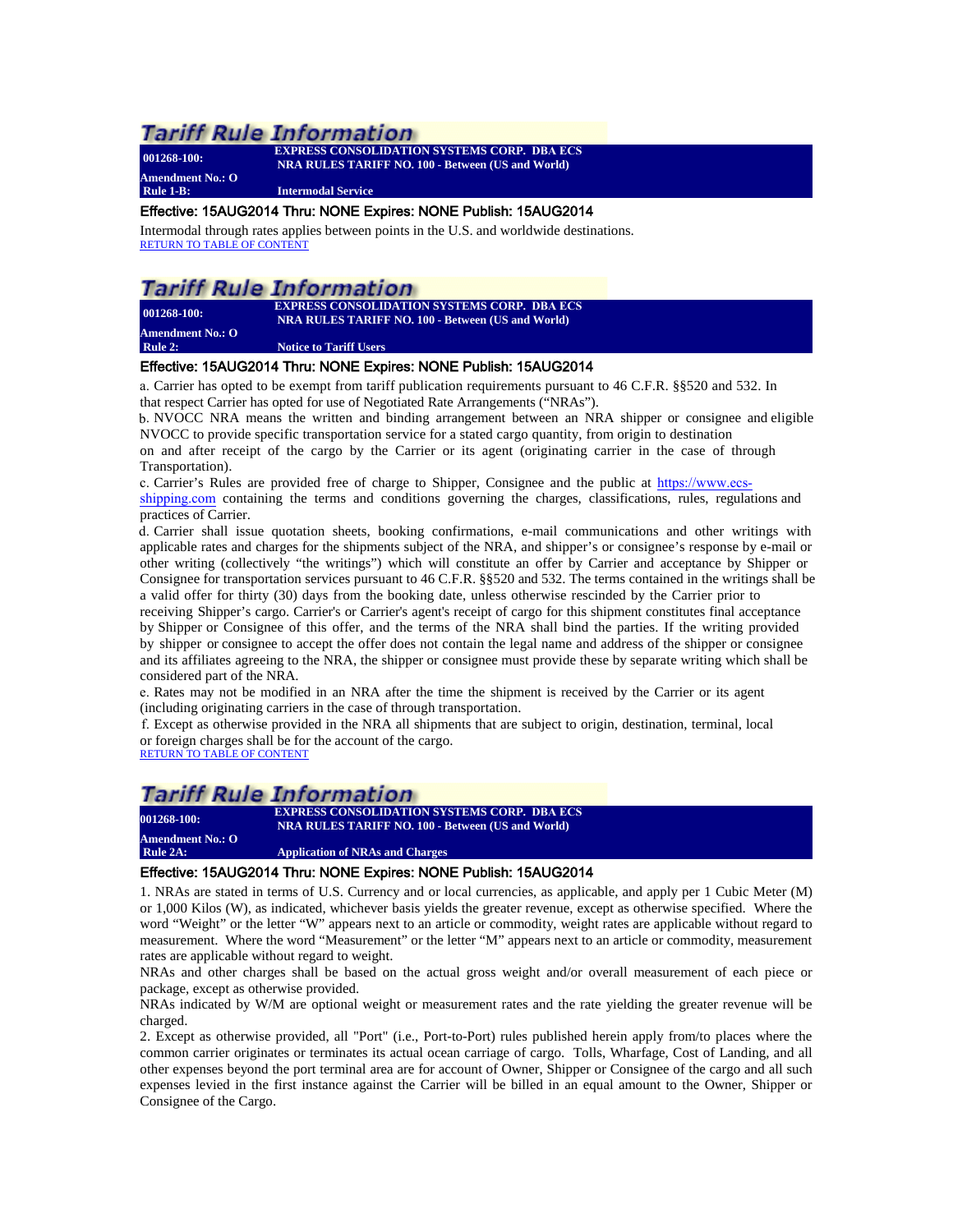## Tariff Rule Information

| 001268-100: | EXPRESS CONSOLIDATION SYSTEMS CORP. DBA ECS NRA RULES TARIFF NO. 100 - Between (US and World) |
|---|---|
| Amendment No.: O | |
| Rule 1-B: | Intermodal Service |

Effective: 15AUG2014 Thru: NONE Expires: NONE Publish: 15AUG2014

Intermodal through rates applies between points in the U.S. and worldwide destinations.

RETURN TO TABLE OF CONTENT

## Tariff Rule Information

| 001268-100: | EXPRESS CONSOLIDATION SYSTEMS CORP. DBA ECS NRA RULES TARIFF NO. 100 - Between (US and World) |
|---|---|
| Amendment No.: O | |
| Rule 2: | Notice to Tariff Users |

Effective: 15AUG2014 Thru: NONE Expires: NONE Publish: 15AUG2014

a. Carrier has opted to be exempt from tariff publication requirements pursuant to 46 C.F.R. §§520 and 532. In that respect Carrier has opted for use of Negotiated Rate Arrangements ("NRAs").

b. NVOCC NRA means the written and binding arrangement between an NRA shipper or consignee and eligible NVOCC to provide specific transportation service for a stated cargo quantity, from origin to destination on and after receipt of the cargo by the Carrier or its agent (originating carrier in the case of through Transportation).

c. Carrier's Rules are provided free of charge to Shipper, Consignee and the public at https://www.ecs-shipping.com containing the terms and conditions governing the charges, classifications, rules, regulations and practices of Carrier.

d. Carrier shall issue quotation sheets, booking confirmations, e-mail communications and other writings with applicable rates and charges for the shipments subject of the NRA, and shipper's or consignee's response by e-mail or other writing (collectively "the writings") which will constitute an offer by Carrier and acceptance by Shipper or Consignee for transportation services pursuant to 46 C.F.R. §§520 and 532. The terms contained in the writings shall be a valid offer for thirty (30) days from the booking date, unless otherwise rescinded by the Carrier prior to receiving Shipper's cargo. Carrier's or Carrier's agent's receipt of cargo for this shipment constitutes final acceptance by Shipper or Consignee of this offer, and the terms of the NRA shall bind the parties. If the writing provided by shipper or consignee to accept the offer does not contain the legal name and address of the shipper or consignee and its affiliates agreeing to the NRA, the shipper or consignee must provide these by separate writing which shall be considered part of the NRA.

e. Rates may not be modified in an NRA after the time the shipment is received by the Carrier or its agent (including originating carriers in the case of through transportation.

f. Except as otherwise provided in the NRA all shipments that are subject to origin, destination, terminal, local or foreign charges shall be for the account of the cargo.

RETURN TO TABLE OF CONTENT

## Tariff Rule Information

| 001268-100: | EXPRESS CONSOLIDATION SYSTEMS CORP. DBA ECS NRA RULES TARIFF NO. 100 - Between (US and World) |
|---|---|
| Amendment No.: O | |
| Rule 2A: | Application of NRAs and Charges |

Effective: 15AUG2014 Thru: NONE Expires: NONE Publish: 15AUG2014

1. NRAs are stated in terms of U.S. Currency and or local currencies, as applicable, and apply per 1 Cubic Meter (M) or 1,000 Kilos (W), as indicated, whichever basis yields the greater revenue, except as otherwise specified. Where the word "Weight" or the letter "W" appears next to an article or commodity, weight rates are applicable without regard to measurement. Where the word "Measurement" or the letter "M" appears next to an article or commodity, measurement rates are applicable without regard to weight.

NRAs and other charges shall be based on the actual gross weight and/or overall measurement of each piece or package, except as otherwise provided.

NRAs indicated by W/M are optional weight or measurement rates and the rate yielding the greater revenue will be charged.

2. Except as otherwise provided, all "Port" (i.e., Port-to-Port) rules published herein apply from/to places where the common carrier originates or terminates its actual ocean carriage of cargo. Tolls, Wharfage, Cost of Landing, and all other expenses beyond the port terminal area are for account of Owner, Shipper or Consignee of the cargo and all such expenses levied in the first instance against the Carrier will be billed in an equal amount to the Owner, Shipper or Consignee of the Cargo.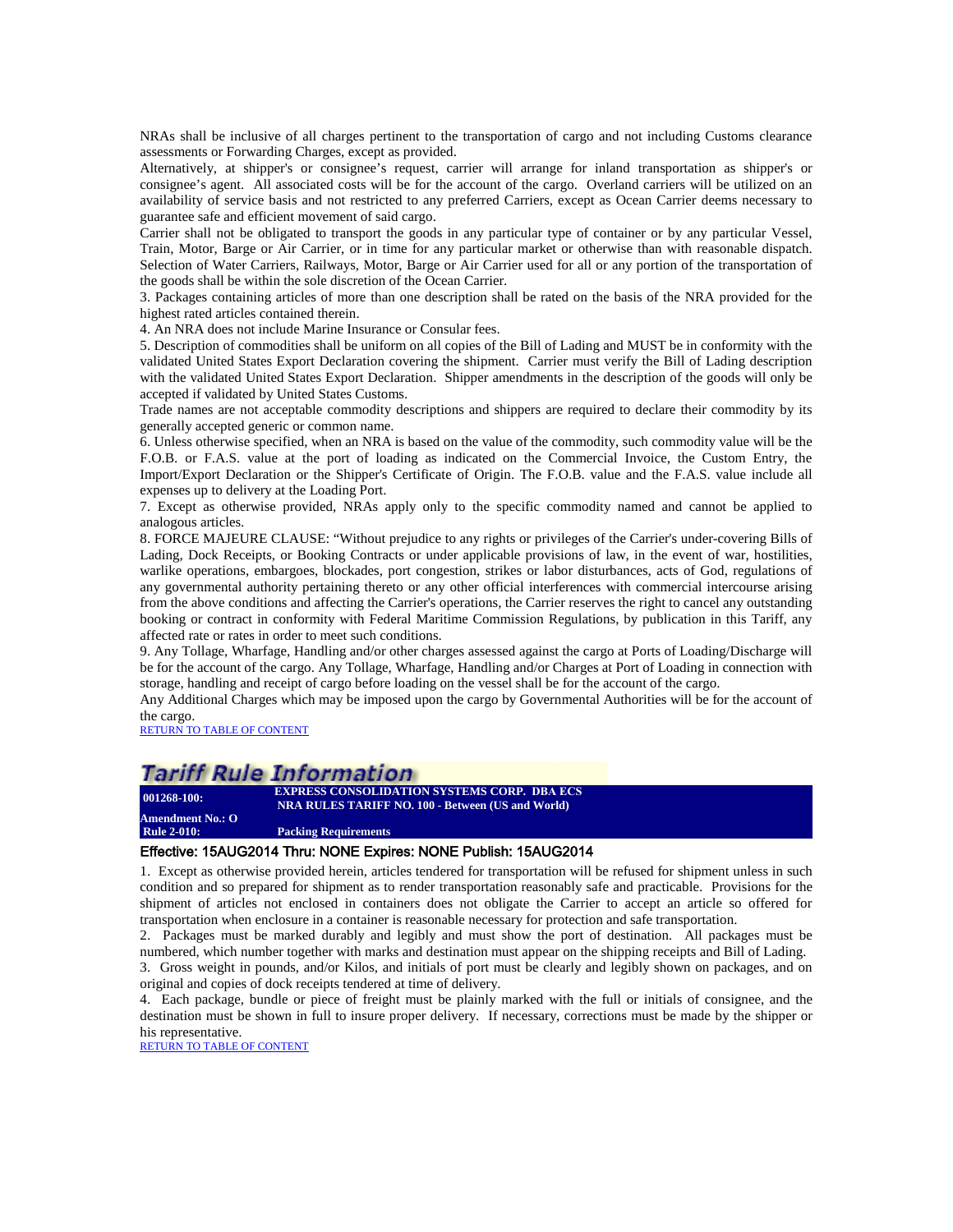NRAs shall be inclusive of all charges pertinent to the transportation of cargo and not including Customs clearance assessments or Forwarding Charges, except as provided.

Alternatively, at shipper's or consignee's request, carrier will arrange for inland transportation as shipper's or consignee's agent. All associated costs will be for the account of the cargo. Overland carriers will be utilized on an availability of service basis and not restricted to any preferred Carriers, except as Ocean Carrier deems necessary to guarantee safe and efficient movement of said cargo.

Carrier shall not be obligated to transport the goods in any particular type of container or by any particular Vessel, Train, Motor, Barge or Air Carrier, or in time for any particular market or otherwise than with reasonable dispatch. Selection of Water Carriers, Railways, Motor, Barge or Air Carrier used for all or any portion of the transportation of the goods shall be within the sole discretion of the Ocean Carrier.

3. Packages containing articles of more than one description shall be rated on the basis of the NRA provided for the highest rated articles contained therein.

4. An NRA does not include Marine Insurance or Consular fees.

5. Description of commodities shall be uniform on all copies of the Bill of Lading and MUST be in conformity with the validated United States Export Declaration covering the shipment. Carrier must verify the Bill of Lading description with the validated United States Export Declaration. Shipper amendments in the description of the goods will only be accepted if validated by United States Customs.

Trade names are not acceptable commodity descriptions and shippers are required to declare their commodity by its generally accepted generic or common name.

6. Unless otherwise specified, when an NRA is based on the value of the commodity, such commodity value will be the F.O.B. or F.A.S. value at the port of loading as indicated on the Commercial Invoice, the Custom Entry, the Import/Export Declaration or the Shipper's Certificate of Origin. The F.O.B. value and the F.A.S. value include all expenses up to delivery at the Loading Port.

7. Except as otherwise provided, NRAs apply only to the specific commodity named and cannot be applied to analogous articles.

8. FORCE MAJEURE CLAUSE: "Without prejudice to any rights or privileges of the Carrier's under-covering Bills of Lading, Dock Receipts, or Booking Contracts or under applicable provisions of law, in the event of war, hostilities, warlike operations, embargoes, blockades, port congestion, strikes or labor disturbances, acts of God, regulations of any governmental authority pertaining thereto or any other official interferences with commercial intercourse arising from the above conditions and affecting the Carrier's operations, the Carrier reserves the right to cancel any outstanding booking or contract in conformity with Federal Maritime Commission Regulations, by publication in this Tariff, any affected rate or rates in order to meet such conditions.

9. Any Tollage, Wharfage, Handling and/or other charges assessed against the cargo at Ports of Loading/Discharge will be for the account of the cargo. Any Tollage, Wharfage, Handling and/or Charges at Port of Loading in connection with storage, handling and receipt of cargo before loading on the vessel shall be for the account of the cargo.

Any Additional Charges which may be imposed upon the cargo by Governmental Authorities will be for the account of the cargo.

RETURN TO TABLE OF CONTENT

## Tariff Rule Information

| 001268-100: | EXPRESS CONSOLIDATION SYSTEMS CORP. DBA ECS NRA RULES TARIFF NO. 100 - Between (US and World) |
|---|---|
| Amendment No.: O | |
| Rule 2-010: | Packing Requirements |

Effective: 15AUG2014 Thru: NONE Expires: NONE Publish: 15AUG2014

1. Except as otherwise provided herein, articles tendered for transportation will be refused for shipment unless in such condition and so prepared for shipment as to render transportation reasonably safe and practicable. Provisions for the shipment of articles not enclosed in containers does not obligate the Carrier to accept an article so offered for transportation when enclosure in a container is reasonable necessary for protection and safe transportation.

2. Packages must be marked durably and legibly and must show the port of destination. All packages must be numbered, which number together with marks and destination must appear on the shipping receipts and Bill of Lading.

3. Gross weight in pounds, and/or Kilos, and initials of port must be clearly and legibly shown on packages, and on original and copies of dock receipts tendered at time of delivery.

4. Each package, bundle or piece of freight must be plainly marked with the full or initials of consignee, and the destination must be shown in full to insure proper delivery. If necessary, corrections must be made by the shipper or his representative.

RETURN TO TABLE OF CONTENT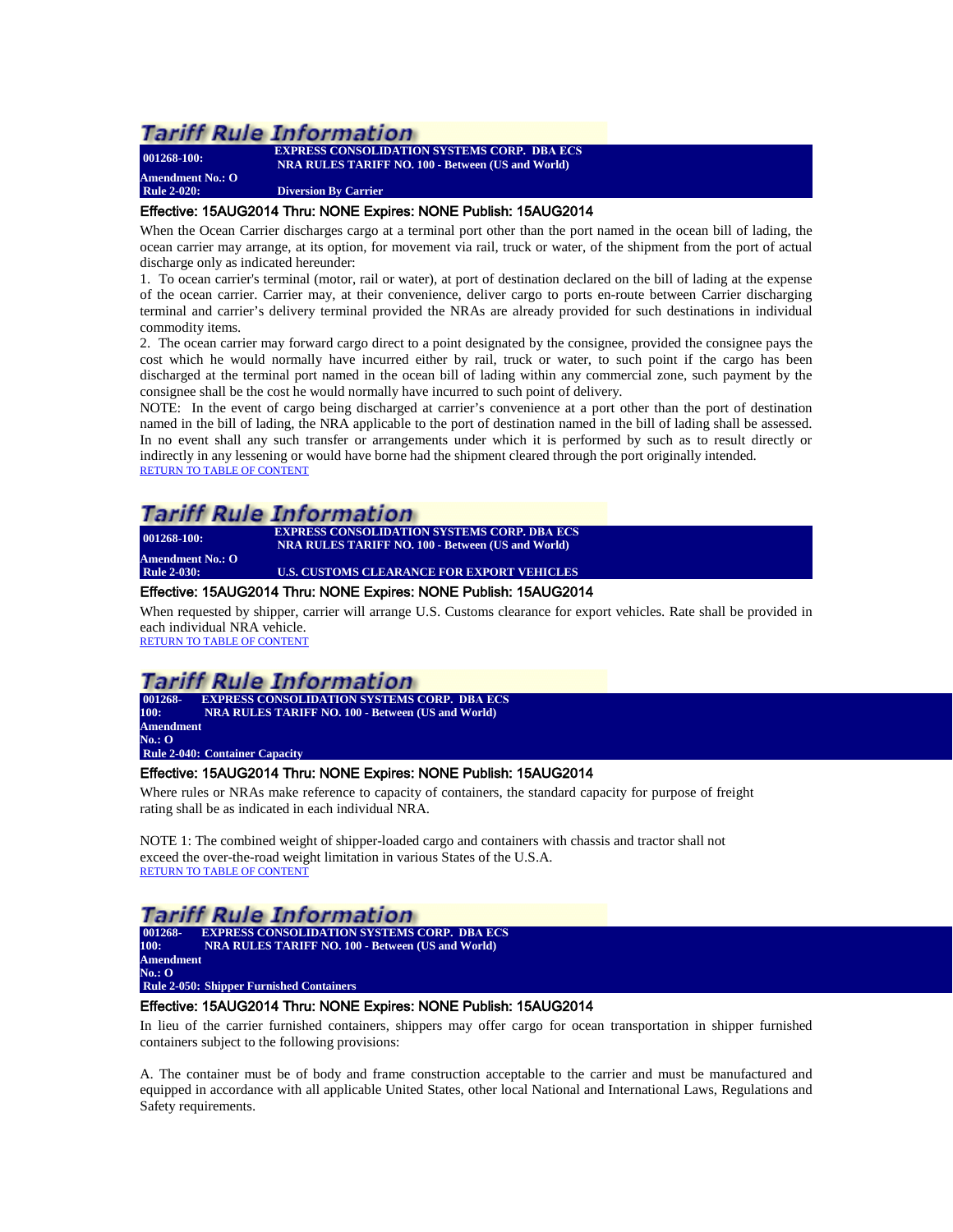## Tariff Rule Information

**001268-100:** **EXPRESS CONSOLIDATION SYSTEMS CORP. DBA ECS**
**NRA RULES TARIFF NO. 100 - Between (US and World)**
**Amendment No.: O**
**Rule 2-020:** **Diversion By Carrier**

**Effective: 15AUG2014 Thru: NONE Expires: NONE Publish: 15AUG2014**

When the Ocean Carrier discharges cargo at a terminal port other than the port named in the ocean bill of lading, the ocean carrier may arrange, at its option, for movement via rail, truck or water, of the shipment from the port of actual discharge only as indicated hereunder:

1. To ocean carrier's terminal (motor, rail or water), at port of destination declared on the bill of lading at the expense of the ocean carrier. Carrier may, at their convenience, deliver cargo to ports en-route between Carrier discharging terminal and carrier's delivery terminal provided the NRAs are already provided for such destinations in individual commodity items.

2. The ocean carrier may forward cargo direct to a point designated by the consignee, provided the consignee pays the cost which he would normally have incurred either by rail, truck or water, to such point if the cargo has been discharged at the terminal port named in the ocean bill of lading within any commercial zone, such payment by the consignee shall be the cost he would normally have incurred to such point of delivery.

NOTE: In the event of cargo being discharged at carrier's convenience at a port other than the port of destination named in the bill of lading, the NRA applicable to the port of destination named in the bill of lading shall be assessed. In no event shall any such transfer or arrangements under which it is performed by such as to result directly or indirectly in any lessening or would have borne had the shipment cleared through the port originally intended.

RETURN TO TABLE OF CONTENT

## Tariff Rule Information

**001268-100:** **EXPRESS CONSOLIDATION SYSTEMS CORP. DBA ECS**
**NRA RULES TARIFF NO. 100 - Between (US and World)**
**Amendment No.: O**
**Rule 2-030:** **U.S. CUSTOMS CLEARANCE FOR EXPORT VEHICLES**

**Effective: 15AUG2014 Thru: NONE Expires: NONE Publish: 15AUG2014**

When requested by shipper, carrier will arrange U.S. Customs clearance for export vehicles. Rate shall be provided in each individual NRA vehicle.

RETURN TO TABLE OF CONTENT

## Tariff Rule Information

**001268-100:** **EXPRESS CONSOLIDATION SYSTEMS CORP. DBA ECS**
**NRA RULES TARIFF NO. 100 - Between (US and World)**
**Amendment No.: O**
**Rule 2-040: Container Capacity**

**Effective: 15AUG2014 Thru: NONE Expires: NONE Publish: 15AUG2014**

Where rules or NRAs make reference to capacity of containers, the standard capacity for purpose of freight rating shall be as indicated in each individual NRA.

NOTE 1: The combined weight of shipper-loaded cargo and containers with chassis and tractor shall not exceed the over-the-road weight limitation in various States of the U.S.A.

RETURN TO TABLE OF CONTENT

## Tariff Rule Information

**001268-100:** **EXPRESS CONSOLIDATION SYSTEMS CORP. DBA ECS**
**NRA RULES TARIFF NO. 100 - Between (US and World)**
**Amendment No.: O**
**Rule 2-050: Shipper Furnished Containers**

**Effective: 15AUG2014 Thru: NONE Expires: NONE Publish: 15AUG2014**

In lieu of the carrier furnished containers, shippers may offer cargo for ocean transportation in shipper furnished containers subject to the following provisions:

A. The container must be of body and frame construction acceptable to the carrier and must be manufactured and equipped in accordance with all applicable United States, other local National and International Laws, Regulations and Safety requirements.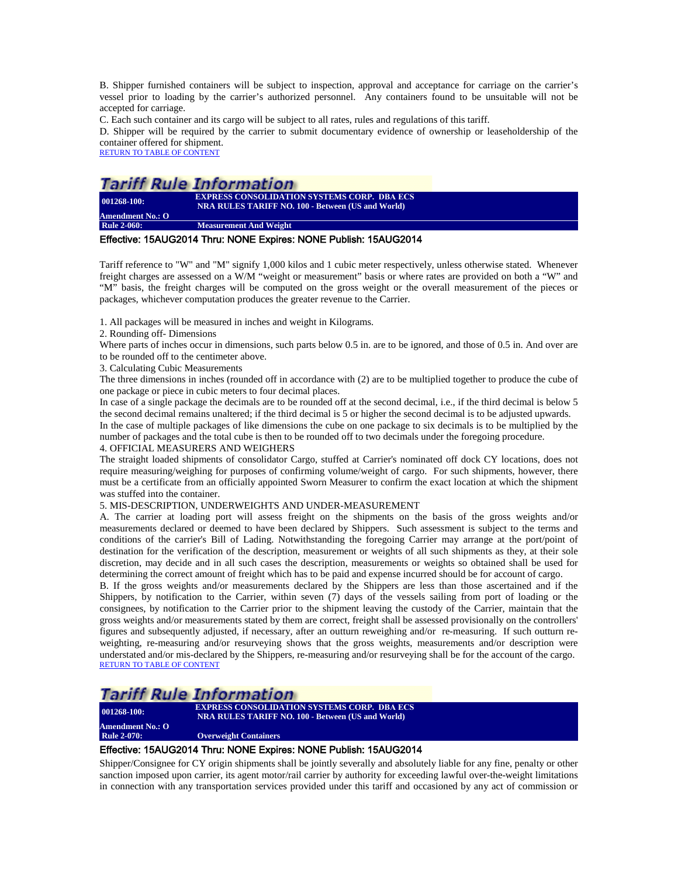B. Shipper furnished containers will be subject to inspection, approval and acceptance for carriage on the carrier's vessel prior to loading by the carrier's authorized personnel. Any containers found to be unsuitable will not be accepted for carriage.

C. Each such container and its cargo will be subject to all rates, rules and regulations of this tariff.

D. Shipper will be required by the carrier to submit documentary evidence of ownership or leaseholdership of the container offered for shipment.

RETURN TO TABLE OF CONTENT

## Tariff Rule Information

| 001268-100: | EXPRESS CONSOLIDATION SYSTEMS CORP. DBA ECS NRA RULES TARIFF NO. 100 - Between (US and World) |
|---|---|
| Amendment No.: O | |
| Rule 2-060: | Measurement And Weight |

**Effective: 15AUG2014 Thru: NONE Expires: NONE Publish: 15AUG2014**

Tariff reference to "W" and "M" signify 1,000 kilos and 1 cubic meter respectively, unless otherwise stated. Whenever freight charges are assessed on a W/M "weight or measurement" basis or where rates are provided on both a "W" and "M" basis, the freight charges will be computed on the gross weight or the overall measurement of the pieces or packages, whichever computation produces the greater revenue to the Carrier.

1. All packages will be measured in inches and weight in Kilograms.

2. Rounding off- Dimensions

Where parts of inches occur in dimensions, such parts below 0.5 in. are to be ignored, and those of 0.5 in. And over are to be rounded off to the centimeter above.

3. Calculating Cubic Measurements

The three dimensions in inches (rounded off in accordance with (2) are to be multiplied together to produce the cube of one package or piece in cubic meters to four decimal places.

In case of a single package the decimals are to be rounded off at the second decimal, i.e., if the third decimal is below 5 the second decimal remains unaltered; if the third decimal is 5 or higher the second decimal is to be adjusted upwards.

In the case of multiple packages of like dimensions the cube on one package to six decimals is to be multiplied by the number of packages and the total cube is then to be rounded off to two decimals under the foregoing procedure.

4. OFFICIAL MEASURERS AND WEIGHERS

The straight loaded shipments of consolidator Cargo, stuffed at Carrier's nominated off dock CY locations, does not require measuring/weighing for purposes of confirming volume/weight of cargo. For such shipments, however, there must be a certificate from an officially appointed Sworn Measurer to confirm the exact location at which the shipment was stuffed into the container.

5. MIS-DESCRIPTION, UNDERWEIGHTS AND UNDER-MEASUREMENT

A. The carrier at loading port will assess freight on the shipments on the basis of the gross weights and/or measurements declared or deemed to have been declared by Shippers. Such assessment is subject to the terms and conditions of the carrier's Bill of Lading. Notwithstanding the foregoing Carrier may arrange at the port/point of destination for the verification of the description, measurement or weights of all such shipments as they, at their sole discretion, may decide and in all such cases the description, measurements or weights so obtained shall be used for determining the correct amount of freight which has to be paid and expense incurred should be for account of cargo.

B. If the gross weights and/or measurements declared by the Shippers are less than those ascertained and if the Shippers, by notification to the Carrier, within seven (7) days of the vessels sailing from port of loading or the consignees, by notification to the Carrier prior to the shipment leaving the custody of the Carrier, maintain that the gross weights and/or measurements stated by them are correct, freight shall be assessed provisionally on the controllers' figures and subsequently adjusted, if necessary, after an outturn reweighing and/or re-measuring. If such outturn re-weighting, re-measuring and/or resurveying shows that the gross weights, measurements and/or description were understated and/or mis-declared by the Shippers, re-measuring and/or resurveying shall be for the account of the cargo.

RETURN TO TABLE OF CONTENT

## Tariff Rule Information

| 001268-100: | EXPRESS CONSOLIDATION SYSTEMS CORP. DBA ECS NRA RULES TARIFF NO. 100 - Between (US and World) |
|---|---|
| Amendment No.: O | |
| Rule 2-070: | Overweight Containers |

**Effective: 15AUG2014 Thru: NONE Expires: NONE Publish: 15AUG2014**

Shipper/Consignee for CY origin shipments shall be jointly severally and absolutely liable for any fine, penalty or other sanction imposed upon carrier, its agent motor/rail carrier by authority for exceeding lawful over-the-weight limitations in connection with any transportation services provided under this tariff and occasioned by any act of commission or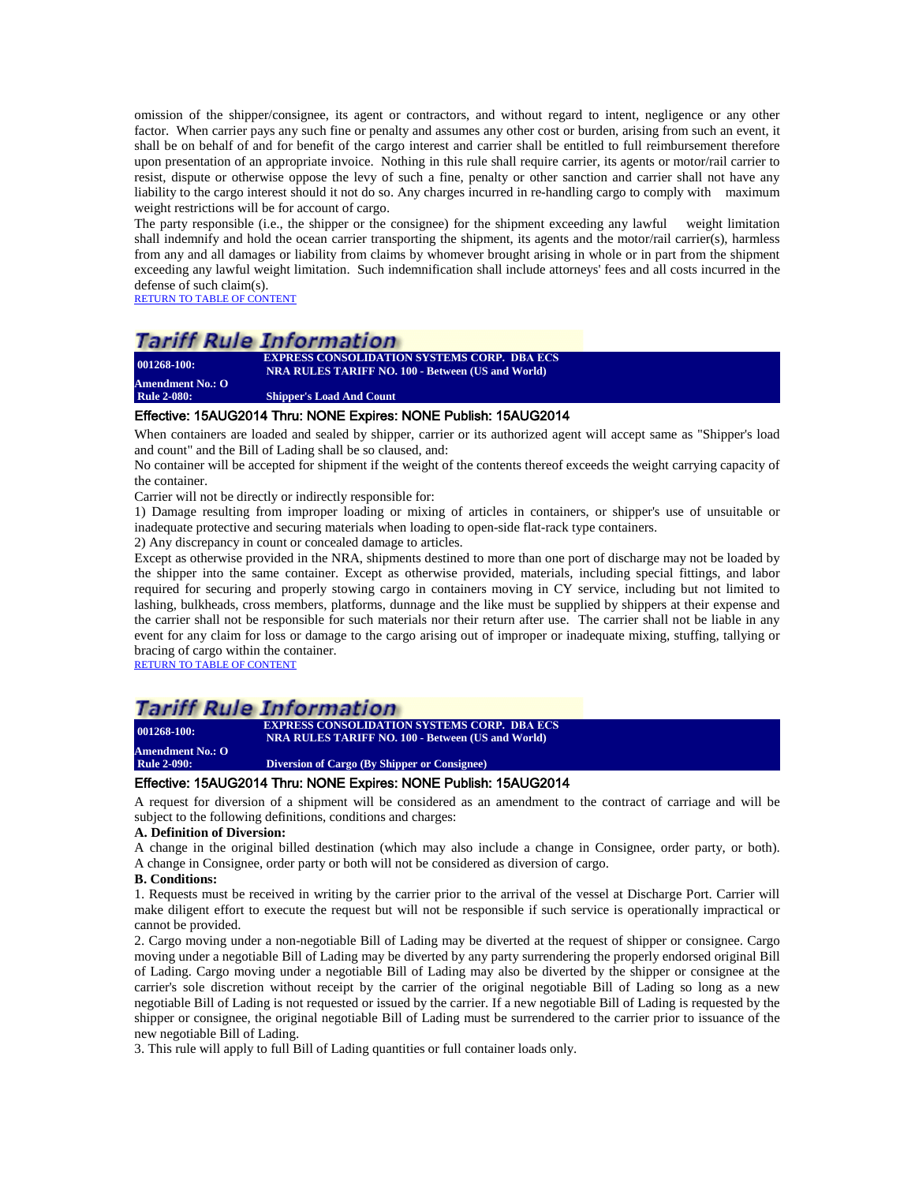omission of the shipper/consignee, its agent or contractors, and without regard to intent, negligence or any other factor. When carrier pays any such fine or penalty and assumes any other cost or burden, arising from such an event, it shall be on behalf of and for benefit of the cargo interest and carrier shall be entitled to full reimbursement therefore upon presentation of an appropriate invoice. Nothing in this rule shall require carrier, its agents or motor/rail carrier to resist, dispute or otherwise oppose the levy of such a fine, penalty or other sanction and carrier shall not have any liability to the cargo interest should it not do so. Any charges incurred in re-handling cargo to comply with maximum weight restrictions will be for account of cargo.

The party responsible (i.e., the shipper or the consignee) for the shipment exceeding any lawful weight limitation shall indemnify and hold the ocean carrier transporting the shipment, its agents and the motor/rail carrier(s), harmless from any and all damages or liability from claims by whomever brought arising in whole or in part from the shipment exceeding any lawful weight limitation. Such indemnification shall include attorneys' fees and all costs incurred in the defense of such claim(s).

RETURN TO TABLE OF CONTENT

## Tariff Rule Information

| 001268-100: | EXPRESS CONSOLIDATION SYSTEMS CORP. DBA ECS NRA RULES TARIFF NO. 100 - Between (US and World) |
|---|---|
| Amendment No.: O | |
| Rule 2-080: | Shipper's Load And Count |

**Effective: 15AUG2014 Thru: NONE Expires: NONE Publish: 15AUG2014**

When containers are loaded and sealed by shipper, carrier or its authorized agent will accept same as "Shipper's load and count" and the Bill of Lading shall be so claused, and:

No container will be accepted for shipment if the weight of the contents thereof exceeds the weight carrying capacity of the container.

Carrier will not be directly or indirectly responsible for:

1) Damage resulting from improper loading or mixing of articles in containers, or shipper's use of unsuitable or inadequate protective and securing materials when loading to open-side flat-rack type containers.

2) Any discrepancy in count or concealed damage to articles.

Except as otherwise provided in the NRA, shipments destined to more than one port of discharge may not be loaded by the shipper into the same container. Except as otherwise provided, materials, including special fittings, and labor required for securing and properly stowing cargo in containers moving in CY service, including but not limited to lashing, bulkheads, cross members, platforms, dunnage and the like must be supplied by shippers at their expense and the carrier shall not be responsible for such materials nor their return after use. The carrier shall not be liable in any event for any claim for loss or damage to the cargo arising out of improper or inadequate mixing, stuffing, tallying or bracing of cargo within the container.

RETURN TO TABLE OF CONTENT

## Tariff Rule Information

| 001268-100: | EXPRESS CONSOLIDATION SYSTEMS CORP. DBA ECS NRA RULES TARIFF NO. 100 - Between (US and World) |
|---|---|
| Amendment No.: O | |
| Rule 2-090: | Diversion of Cargo (By Shipper or Consignee) |

**Effective: 15AUG2014 Thru: NONE Expires: NONE Publish: 15AUG2014**

A request for diversion of a shipment will be considered as an amendment to the contract of carriage and will be subject to the following definitions, conditions and charges:

**A. Definition of Diversion:**

A change in the original billed destination (which may also include a change in Consignee, order party, or both). A change in Consignee, order party or both will not be considered as diversion of cargo.

**B. Conditions:**

1. Requests must be received in writing by the carrier prior to the arrival of the vessel at Discharge Port. Carrier will make diligent effort to execute the request but will not be responsible if such service is operationally impractical or cannot be provided.

2. Cargo moving under a non-negotiable Bill of Lading may be diverted at the request of shipper or consignee. Cargo moving under a negotiable Bill of Lading may be diverted by any party surrendering the properly endorsed original Bill of Lading. Cargo moving under a negotiable Bill of Lading may also be diverted by the shipper or consignee at the carrier's sole discretion without receipt by the carrier of the original negotiable Bill of Lading so long as a new negotiable Bill of Lading is not requested or issued by the carrier. If a new negotiable Bill of Lading is requested by the shipper or consignee, the original negotiable Bill of Lading must be surrendered to the carrier prior to issuance of the new negotiable Bill of Lading.

3. This rule will apply to full Bill of Lading quantities or full container loads only.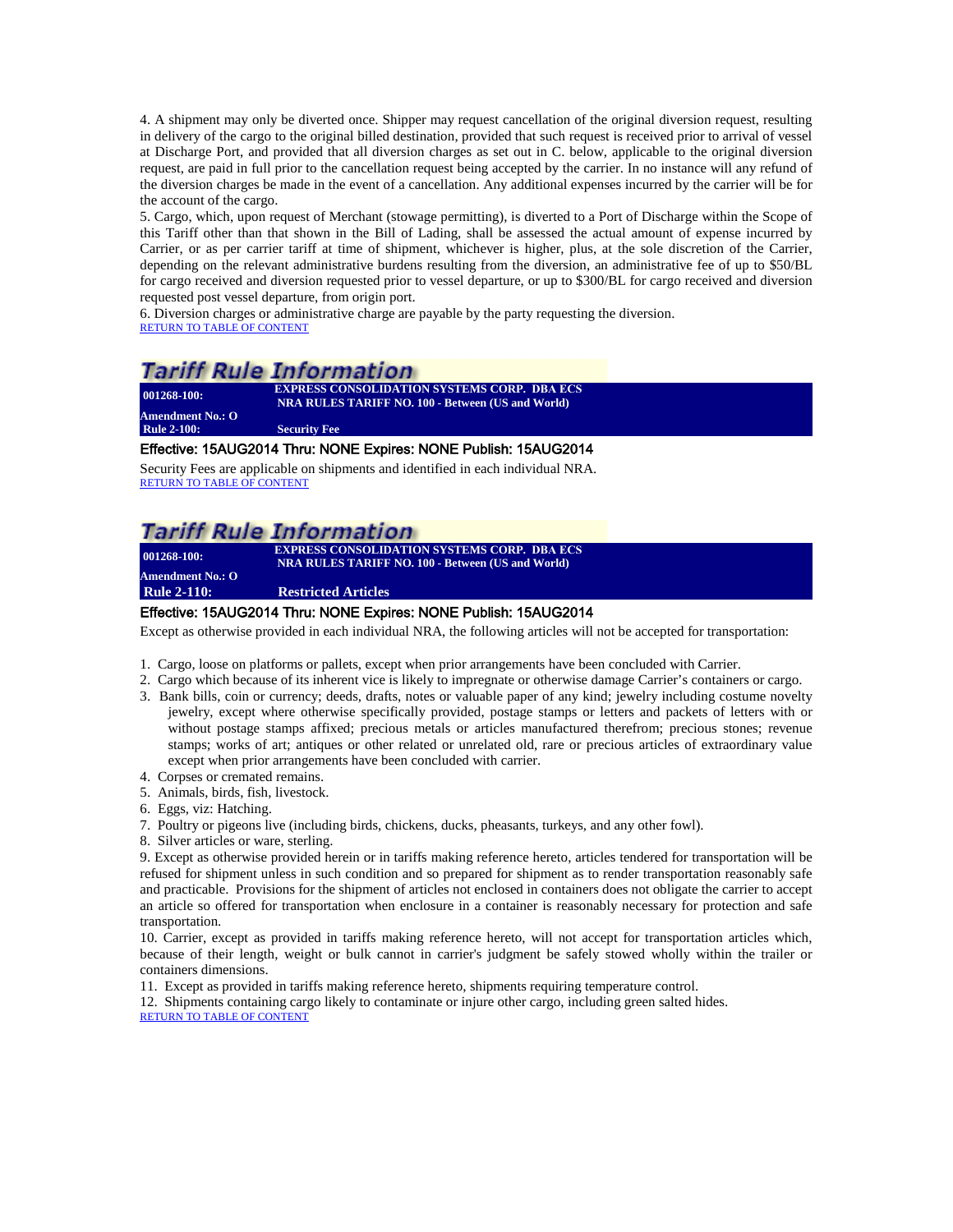4. A shipment may only be diverted once. Shipper may request cancellation of the original diversion request, resulting in delivery of the cargo to the original billed destination, provided that such request is received prior to arrival of vessel at Discharge Port, and provided that all diversion charges as set out in C. below, applicable to the original diversion request, are paid in full prior to the cancellation request being accepted by the carrier. In no instance will any refund of the diversion charges be made in the event of a cancellation. Any additional expenses incurred by the carrier will be for the account of the cargo.

5. Cargo, which, upon request of Merchant (stowage permitting), is diverted to a Port of Discharge within the Scope of this Tariff other than that shown in the Bill of Lading, shall be assessed the actual amount of expense incurred by Carrier, or as per carrier tariff at time of shipment, whichever is higher, plus, at the sole discretion of the Carrier, depending on the relevant administrative burdens resulting from the diversion, an administrative fee of up to $50/BL for cargo received and diversion requested prior to vessel departure, or up to $300/BL for cargo received and diversion requested post vessel departure, from origin port.

6. Diversion charges or administrative charge are payable by the party requesting the diversion.

RETURN TO TABLE OF CONTENT

## Tariff Rule Information

| | |
|---|---|
| **001268-100:** | **EXPRESS CONSOLIDATION SYSTEMS CORP. DBA ECS NRA RULES TARIFF NO. 100 - Between (US and World)** |
| **Amendment No.: O** | |
| **Rule 2-100:** | **Security Fee** |

**Effective: 15AUG2014 Thru: NONE Expires: NONE Publish: 15AUG2014**

Security Fees are applicable on shipments and identified in each individual NRA.

RETURN TO TABLE OF CONTENT

## Tariff Rule Information

| | |
|---|---|
| **001268-100:** | **EXPRESS CONSOLIDATION SYSTEMS CORP. DBA ECS NRA RULES TARIFF NO. 100 - Between (US and World)** |
| **Amendment No.: O** | |
| **Rule 2-110:** | **Restricted Articles** |

**Effective: 15AUG2014 Thru: NONE Expires: NONE Publish: 15AUG2014**

Except as otherwise provided in each individual NRA, the following articles will not be accepted for transportation:

1. Cargo, loose on platforms or pallets, except when prior arrangements have been concluded with Carrier.
2. Cargo which because of its inherent vice is likely to impregnate or otherwise damage Carrier's containers or cargo.
3. Bank bills, coin or currency; deeds, drafts, notes or valuable paper of any kind; jewelry including costume novelty jewelry, except where otherwise specifically provided, postage stamps or letters and packets of letters with or without postage stamps affixed; precious metals or articles manufactured therefrom; precious stones; revenue stamps; works of art; antiques or other related or unrelated old, rare or precious articles of extraordinary value except when prior arrangements have been concluded with carrier.
4. Corpses or cremated remains.
5. Animals, birds, fish, livestock.
6. Eggs, viz: Hatching.
7. Poultry or pigeons live (including birds, chickens, ducks, pheasants, turkeys, and any other fowl).
8. Silver articles or ware, sterling.
9. Except as otherwise provided herein or in tariffs making reference hereto, articles tendered for transportation will be refused for shipment unless in such condition and so prepared for shipment as to render transportation reasonably safe and practicable. Provisions for the shipment of articles not enclosed in containers does not obligate the carrier to accept an article so offered for transportation when enclosure in a container is reasonably necessary for protection and safe transportation.
10. Carrier, except as provided in tariffs making reference hereto, will not accept for transportation articles which, because of their length, weight or bulk cannot in carrier's judgment be safely stowed wholly within the trailer or containers dimensions.
11. Except as provided in tariffs making reference hereto, shipments requiring temperature control.
12. Shipments containing cargo likely to contaminate or injure other cargo, including green salted hides.

RETURN TO TABLE OF CONTENT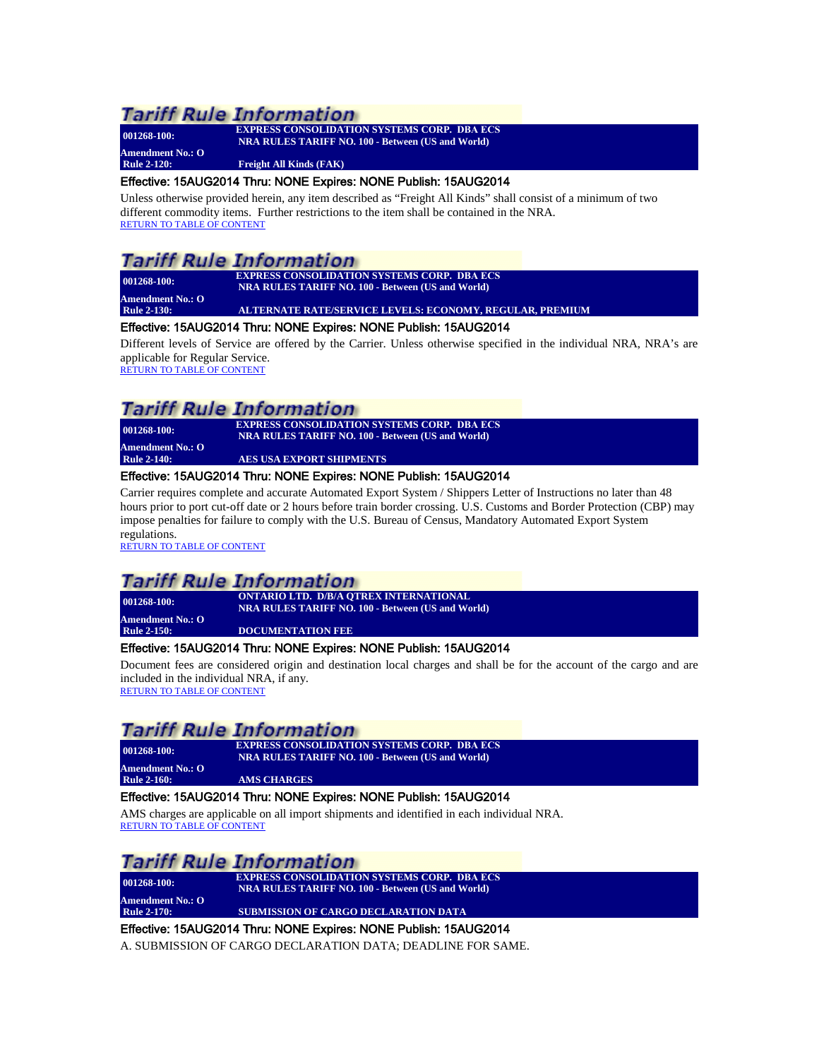## Tariff Rule Information

**001268-100:** **EXPRESS CONSOLIDATION SYSTEMS CORP. DBA ECS**
**NRA RULES TARIFF NO. 100 - Between (US and World)**
**Amendment No.: O**
**Rule 2-120:** **Freight All Kinds (FAK)**

Effective: 15AUG2014 Thru: NONE Expires: NONE Publish: 15AUG2014

Unless otherwise provided herein, any item described as "Freight All Kinds" shall consist of a minimum of two different commodity items. Further restrictions to the item shall be contained in the NRA.

RETURN TO TABLE OF CONTENT

## Tariff Rule Information

**001268-100:** **EXPRESS CONSOLIDATION SYSTEMS CORP. DBA ECS**
**NRA RULES TARIFF NO. 100 - Between (US and World)**
**Amendment No.: O**
**Rule 2-130:** **ALTERNATE RATE/SERVICE LEVELS: ECONOMY, REGULAR, PREMIUM**

Effective: 15AUG2014 Thru: NONE Expires: NONE Publish: 15AUG2014

Different levels of Service are offered by the Carrier. Unless otherwise specified in the individual NRA, NRA's are applicable for Regular Service.

RETURN TO TABLE OF CONTENT

## Tariff Rule Information

**001268-100:** **EXPRESS CONSOLIDATION SYSTEMS CORP. DBA ECS**
**NRA RULES TARIFF NO. 100 - Between (US and World)**
**Amendment No.: O**
**Rule 2-140:** **AES USA EXPORT SHIPMENTS**

Effective: 15AUG2014 Thru: NONE Expires: NONE Publish: 15AUG2014

Carrier requires complete and accurate Automated Export System / Shippers Letter of Instructions no later than 48 hours prior to port cut-off date or 2 hours before train border crossing. U.S. Customs and Border Protection (CBP) may impose penalties for failure to comply with the U.S. Bureau of Census, Mandatory Automated Export System regulations.

RETURN TO TABLE OF CONTENT

## Tariff Rule Information

**001268-100:** **ONTARIO LTD. D/B/A QTREX INTERNATIONAL**
**NRA RULES TARIFF NO. 100 - Between (US and World)**
**Amendment No.: O**
**Rule 2-150:** **DOCUMENTATION FEE**

Effective: 15AUG2014 Thru: NONE Expires: NONE Publish: 15AUG2014

Document fees are considered origin and destination local charges and shall be for the account of the cargo and are included in the individual NRA, if any.

RETURN TO TABLE OF CONTENT

## Tariff Rule Information

**001268-100:** **EXPRESS CONSOLIDATION SYSTEMS CORP. DBA ECS**
**NRA RULES TARIFF NO. 100 - Between (US and World)**
**Amendment No.: O**
**Rule 2-160:** **AMS CHARGES**

Effective: 15AUG2014 Thru: NONE Expires: NONE Publish: 15AUG2014

AMS charges are applicable on all import shipments and identified in each individual NRA.

RETURN TO TABLE OF CONTENT

## Tariff Rule Information

**001268-100:** **EXPRESS CONSOLIDATION SYSTEMS CORP. DBA ECS**
**NRA RULES TARIFF NO. 100 - Between (US and World)**
**Amendment No.: O**
**Rule 2-170:** **SUBMISSION OF CARGO DECLARATION DATA**

Effective: 15AUG2014 Thru: NONE Expires: NONE Publish: 15AUG2014

A. SUBMISSION OF CARGO DECLARATION DATA; DEADLINE FOR SAME.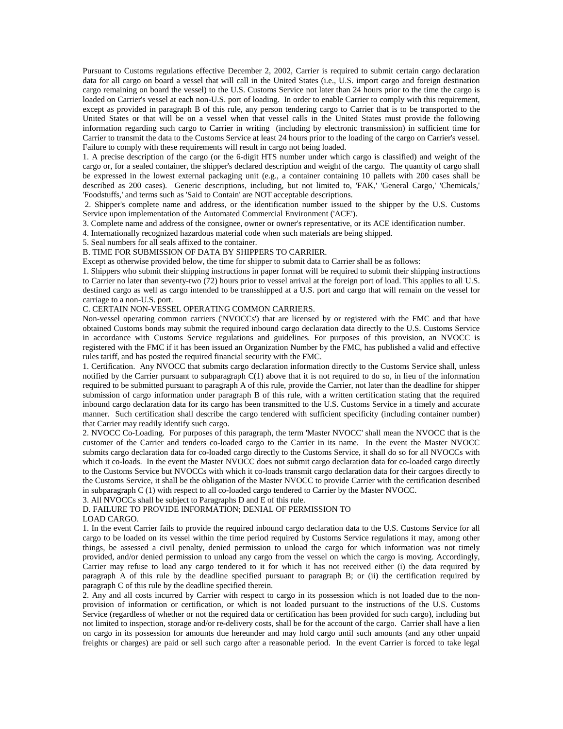Pursuant to Customs regulations effective December 2, 2002, Carrier is required to submit certain cargo declaration data for all cargo on board a vessel that will call in the United States (i.e., U.S. import cargo and foreign destination cargo remaining on board the vessel) to the U.S. Customs Service not later than 24 hours prior to the time the cargo is loaded on Carrier's vessel at each non-U.S. port of loading. In order to enable Carrier to comply with this requirement, except as provided in paragraph B of this rule, any person tendering cargo to Carrier that is to be transported to the United States or that will be on a vessel when that vessel calls in the United States must provide the following information regarding such cargo to Carrier in writing (including by electronic transmission) in sufficient time for Carrier to transmit the data to the Customs Service at least 24 hours prior to the loading of the cargo on Carrier's vessel. Failure to comply with these requirements will result in cargo not being loaded.

1. A precise description of the cargo (or the 6-digit HTS number under which cargo is classified) and weight of the cargo or, for a sealed container, the shipper's declared description and weight of the cargo. The quantity of cargo shall be expressed in the lowest external packaging unit (e.g., a container containing 10 pallets with 200 cases shall be described as 200 cases). Generic descriptions, including, but not limited to, 'FAK,' 'General Cargo,' 'Chemicals,' 'Foodstuffs,' and terms such as 'Said to Contain' are NOT acceptable descriptions.

2. Shipper's complete name and address, or the identification number issued to the shipper by the U.S. Customs Service upon implementation of the Automated Commercial Environment ('ACE').

3. Complete name and address of the consignee, owner or owner's representative, or its ACE identification number.

4. Internationally recognized hazardous material code when such materials are being shipped.

5. Seal numbers for all seals affixed to the container.

B. TIME FOR SUBMISSION OF DATA BY SHIPPERS TO CARRIER.

Except as otherwise provided below, the time for shipper to submit data to Carrier shall be as follows:

1. Shippers who submit their shipping instructions in paper format will be required to submit their shipping instructions to Carrier no later than seventy-two (72) hours prior to vessel arrival at the foreign port of load. This applies to all U.S. destined cargo as well as cargo intended to be transshipped at a U.S. port and cargo that will remain on the vessel for carriage to a non-U.S. port.

C. CERTAIN NON-VESSEL OPERATING COMMON CARRIERS.

Non-vessel operating common carriers ('NVOCCs') that are licensed by or registered with the FMC and that have obtained Customs bonds may submit the required inbound cargo declaration data directly to the U.S. Customs Service in accordance with Customs Service regulations and guidelines. For purposes of this provision, an NVOCC is registered with the FMC if it has been issued an Organization Number by the FMC, has published a valid and effective rules tariff, and has posted the required financial security with the FMC.

1. Certification. Any NVOCC that submits cargo declaration information directly to the Customs Service shall, unless notified by the Carrier pursuant to subparagraph C(1) above that it is not required to do so, in lieu of the information required to be submitted pursuant to paragraph A of this rule, provide the Carrier, not later than the deadline for shipper submission of cargo information under paragraph B of this rule, with a written certification stating that the required inbound cargo declaration data for its cargo has been transmitted to the U.S. Customs Service in a timely and accurate manner. Such certification shall describe the cargo tendered with sufficient specificity (including container number) that Carrier may readily identify such cargo.

2. NVOCC Co-Loading. For purposes of this paragraph, the term 'Master NVOCC' shall mean the NVOCC that is the customer of the Carrier and tenders co-loaded cargo to the Carrier in its name. In the event the Master NVOCC submits cargo declaration data for co-loaded cargo directly to the Customs Service, it shall do so for all NVOCCs with which it co-loads. In the event the Master NVOCC does not submit cargo declaration data for co-loaded cargo directly to the Customs Service but NVOCCs with which it co-loads transmit cargo declaration data for their cargoes directly to the Customs Service, it shall be the obligation of the Master NVOCC to provide Carrier with the certification described in subparagraph C (1) with respect to all co-loaded cargo tendered to Carrier by the Master NVOCC.

3. All NVOCCs shall be subject to Paragraphs D and E of this rule.

D. FAILURE TO PROVIDE INFORMATION; DENIAL OF PERMISSION TO LOAD CARGO.

1. In the event Carrier fails to provide the required inbound cargo declaration data to the U.S. Customs Service for all cargo to be loaded on its vessel within the time period required by Customs Service regulations it may, among other things, be assessed a civil penalty, denied permission to unload the cargo for which information was not timely provided, and/or denied permission to unload any cargo from the vessel on which the cargo is moving. Accordingly, Carrier may refuse to load any cargo tendered to it for which it has not received either (i) the data required by paragraph A of this rule by the deadline specified pursuant to paragraph B; or (ii) the certification required by paragraph C of this rule by the deadline specified therein.

2. Any and all costs incurred by Carrier with respect to cargo in its possession which is not loaded due to the non-provision of information or certification, or which is not loaded pursuant to the instructions of the U.S. Customs Service (regardless of whether or not the required data or certification has been provided for such cargo), including but not limited to inspection, storage and/or re-delivery costs, shall be for the account of the cargo. Carrier shall have a lien on cargo in its possession for amounts due hereunder and may hold cargo until such amounts (and any other unpaid freights or charges) are paid or sell such cargo after a reasonable period. In the event Carrier is forced to take legal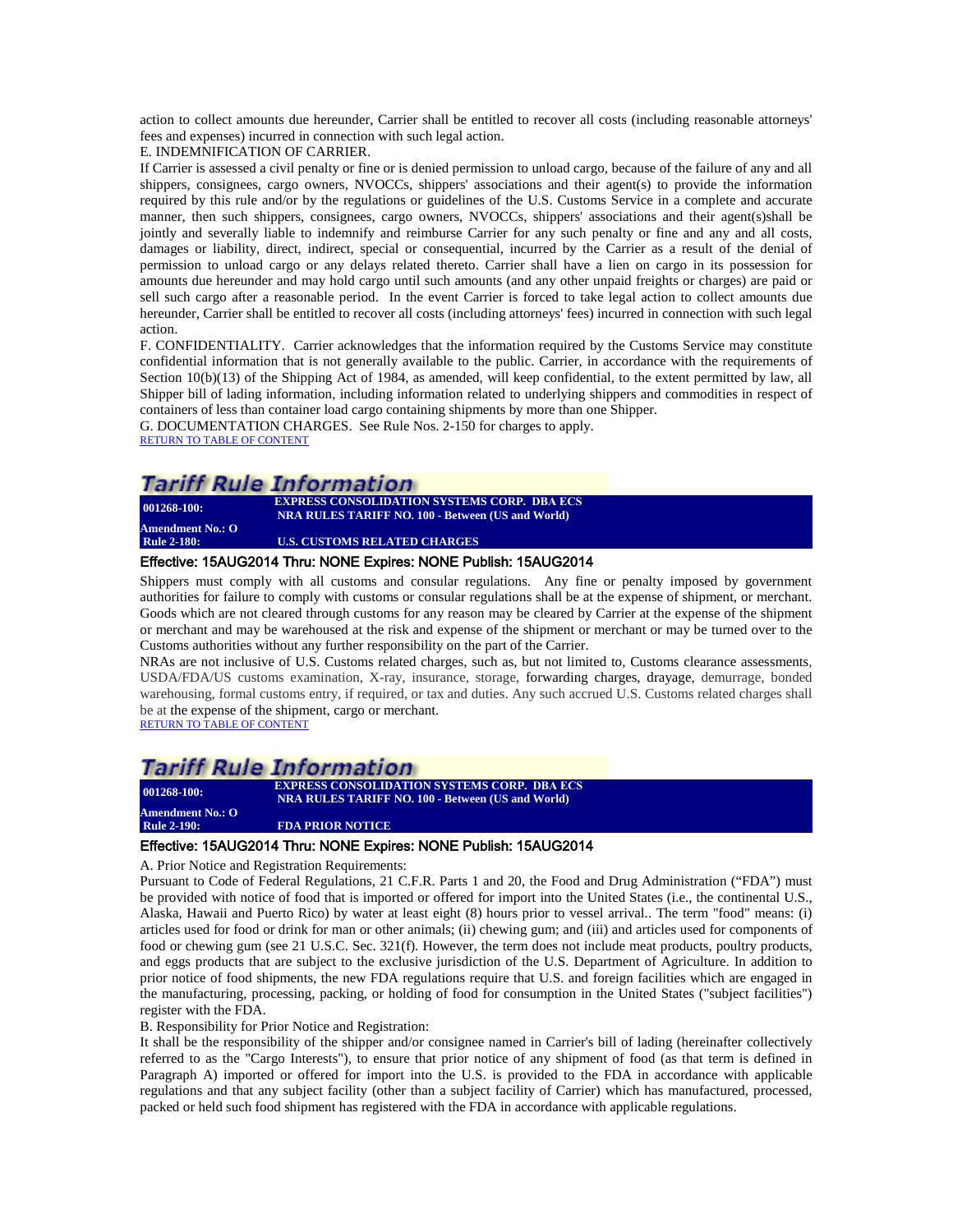action to collect amounts due hereunder, Carrier shall be entitled to recover all costs (including reasonable attorneys' fees and expenses) incurred in connection with such legal action.

E. INDEMNIFICATION OF CARRIER.

If Carrier is assessed a civil penalty or fine or is denied permission to unload cargo, because of the failure of any and all shippers, consignees, cargo owners, NVOCCs, shippers' associations and their agent(s) to provide the information required by this rule and/or by the regulations or guidelines of the U.S. Customs Service in a complete and accurate manner, then such shippers, consignees, cargo owners, NVOCCs, shippers' associations and their agent(s)shall be jointly and severally liable to indemnify and reimburse Carrier for any such penalty or fine and any and all costs, damages or liability, direct, indirect, special or consequential, incurred by the Carrier as a result of the denial of permission to unload cargo or any delays related thereto. Carrier shall have a lien on cargo in its possession for amounts due hereunder and may hold cargo until such amounts (and any other unpaid freights or charges) are paid or sell such cargo after a reasonable period. In the event Carrier is forced to take legal action to collect amounts due hereunder, Carrier shall be entitled to recover all costs (including attorneys' fees) incurred in connection with such legal action.

F. CONFIDENTIALITY. Carrier acknowledges that the information required by the Customs Service may constitute confidential information that is not generally available to the public. Carrier, in accordance with the requirements of Section 10(b)(13) of the Shipping Act of 1984, as amended, will keep confidential, to the extent permitted by law, all Shipper bill of lading information, including information related to underlying shippers and commodities in respect of containers of less than container load cargo containing shipments by more than one Shipper.

G. DOCUMENTATION CHARGES. See Rule Nos. 2-150 for charges to apply.

RETURN TO TABLE OF CONTENT

## Tariff Rule Information

| 001268-100: | EXPRESS CONSOLIDATION SYSTEMS CORP. DBA ECS NRA RULES TARIFF NO. 100 - Between (US and World) |
|---|---|
| Amendment No.: O | |
| Rule 2-180: | U.S. CUSTOMS RELATED CHARGES |

**Effective: 15AUG2014 Thru: NONE Expires: NONE Publish: 15AUG2014**

Shippers must comply with all customs and consular regulations. Any fine or penalty imposed by government authorities for failure to comply with customs or consular regulations shall be at the expense of shipment, or merchant. Goods which are not cleared through customs for any reason may be cleared by Carrier at the expense of the shipment or merchant and may be warehoused at the risk and expense of the shipment or merchant or may be turned over to the Customs authorities without any further responsibility on the part of the Carrier.

NRAs are not inclusive of U.S. Customs related charges, such as, but not limited to, Customs clearance assessments, USDA/FDA/US customs examination, X-ray, insurance, storage, forwarding charges, drayage, demurrage, bonded warehousing, formal customs entry, if required, or tax and duties. Any such accrued U.S. Customs related charges shall be at the expense of the shipment, cargo or merchant.

RETURN TO TABLE OF CONTENT

## Tariff Rule Information

| 001268-100: | EXPRESS CONSOLIDATION SYSTEMS CORP. DBA ECS NRA RULES TARIFF NO. 100 - Between (US and World) |
|---|---|
| Amendment No.: O | |
| Rule 2-190: | FDA PRIOR NOTICE |

**Effective: 15AUG2014 Thru: NONE Expires: NONE Publish: 15AUG2014**

A. Prior Notice and Registration Requirements:

Pursuant to Code of Federal Regulations, 21 C.F.R. Parts 1 and 20, the Food and Drug Administration ("FDA") must be provided with notice of food that is imported or offered for import into the United States (i.e., the continental U.S., Alaska, Hawaii and Puerto Rico) by water at least eight (8) hours prior to vessel arrival.. The term "food" means: (i) articles used for food or drink for man or other animals; (ii) chewing gum; and (iii) and articles used for components of food or chewing gum (see 21 U.S.C. Sec. 321(f). However, the term does not include meat products, poultry products, and eggs products that are subject to the exclusive jurisdiction of the U.S. Department of Agriculture. In addition to prior notice of food shipments, the new FDA regulations require that U.S. and foreign facilities which are engaged in the manufacturing, processing, packing, or holding of food for consumption in the United States ("subject facilities") register with the FDA.

B. Responsibility for Prior Notice and Registration:

It shall be the responsibility of the shipper and/or consignee named in Carrier's bill of lading (hereinafter collectively referred to as the "Cargo Interests"), to ensure that prior notice of any shipment of food (as that term is defined in Paragraph A) imported or offered for import into the U.S. is provided to the FDA in accordance with applicable regulations and that any subject facility (other than a subject facility of Carrier) which has manufactured, processed, packed or held such food shipment has registered with the FDA in accordance with applicable regulations.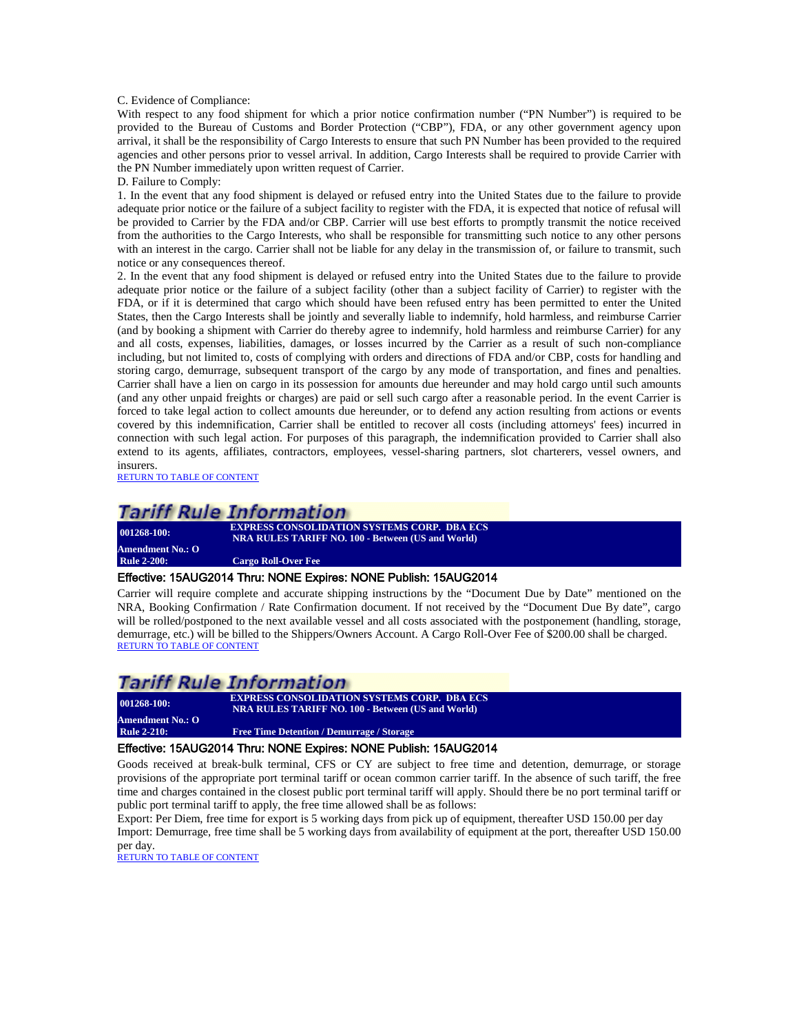C. Evidence of Compliance:

With respect to any food shipment for which a prior notice confirmation number ("PN Number") is required to be provided to the Bureau of Customs and Border Protection ("CBP"), FDA, or any other government agency upon arrival, it shall be the responsibility of Cargo Interests to ensure that such PN Number has been provided to the required agencies and other persons prior to vessel arrival. In addition, Cargo Interests shall be required to provide Carrier with the PN Number immediately upon written request of Carrier.

D. Failure to Comply:

1. In the event that any food shipment is delayed or refused entry into the United States due to the failure to provide adequate prior notice or the failure of a subject facility to register with the FDA, it is expected that notice of refusal will be provided to Carrier by the FDA and/or CBP. Carrier will use best efforts to promptly transmit the notice received from the authorities to the Cargo Interests, who shall be responsible for transmitting such notice to any other persons with an interest in the cargo. Carrier shall not be liable for any delay in the transmission of, or failure to transmit, such notice or any consequences thereof.

2. In the event that any food shipment is delayed or refused entry into the United States due to the failure to provide adequate prior notice or the failure of a subject facility (other than a subject facility of Carrier) to register with the FDA, or if it is determined that cargo which should have been refused entry has been permitted to enter the United States, then the Cargo Interests shall be jointly and severally liable to indemnify, hold harmless, and reimburse Carrier (and by booking a shipment with Carrier do thereby agree to indemnify, hold harmless and reimburse Carrier) for any and all costs, expenses, liabilities, damages, or losses incurred by the Carrier as a result of such non-compliance including, but not limited to, costs of complying with orders and directions of FDA and/or CBP, costs for handling and storing cargo, demurrage, subsequent transport of the cargo by any mode of transportation, and fines and penalties. Carrier shall have a lien on cargo in its possession for amounts due hereunder and may hold cargo until such amounts (and any other unpaid freights or charges) are paid or sell such cargo after a reasonable period. In the event Carrier is forced to take legal action to collect amounts due hereunder, or to defend any action resulting from actions or events covered by this indemnification, Carrier shall be entitled to recover all costs (including attorneys' fees) incurred in connection with such legal action. For purposes of this paragraph, the indemnification provided to Carrier shall also extend to its agents, affiliates, contractors, employees, vessel-sharing partners, slot charterers, vessel owners, and insurers.

RETURN TO TABLE OF CONTENT

## Tariff Rule Information

| 001268-100: | EXPRESS CONSOLIDATION SYSTEMS CORP. DBA ECS NRA RULES TARIFF NO. 100 - Between (US and World) |
|---|---|
| Amendment No.: O | |
| Rule 2-200: | Cargo Roll-Over Fee |

**Effective: 15AUG2014 Thru: NONE Expires: NONE Publish: 15AUG2014**

Carrier will require complete and accurate shipping instructions by the "Document Due by Date" mentioned on the NRA, Booking Confirmation / Rate Confirmation document. If not received by the "Document Due By date", cargo will be rolled/postponed to the next available vessel and all costs associated with the postponement (handling, storage, demurrage, etc.) will be billed to the Shippers/Owners Account. A Cargo Roll-Over Fee of $200.00 shall be charged.

RETURN TO TABLE OF CONTENT

## Tariff Rule Information

| 001268-100: | EXPRESS CONSOLIDATION SYSTEMS CORP. DBA ECS NRA RULES TARIFF NO. 100 - Between (US and World) |
|---|---|
| Amendment No.: O | |
| Rule 2-210: | Free Time Detention / Demurrage / Storage |

**Effective: 15AUG2014 Thru: NONE Expires: NONE Publish: 15AUG2014**

Goods received at break-bulk terminal, CFS or CY are subject to free time and detention, demurrage, or storage provisions of the appropriate port terminal tariff or ocean common carrier tariff. In the absence of such tariff, the free time and charges contained in the closest public port terminal tariff will apply. Should there be no port terminal tariff or public port terminal tariff to apply, the free time allowed shall be as follows:

Export: Per Diem, free time for export is 5 working days from pick up of equipment, thereafter USD 150.00 per day

Import: Demurrage, free time shall be 5 working days from availability of equipment at the port, thereafter USD 150.00 per day.

RETURN TO TABLE OF CONTENT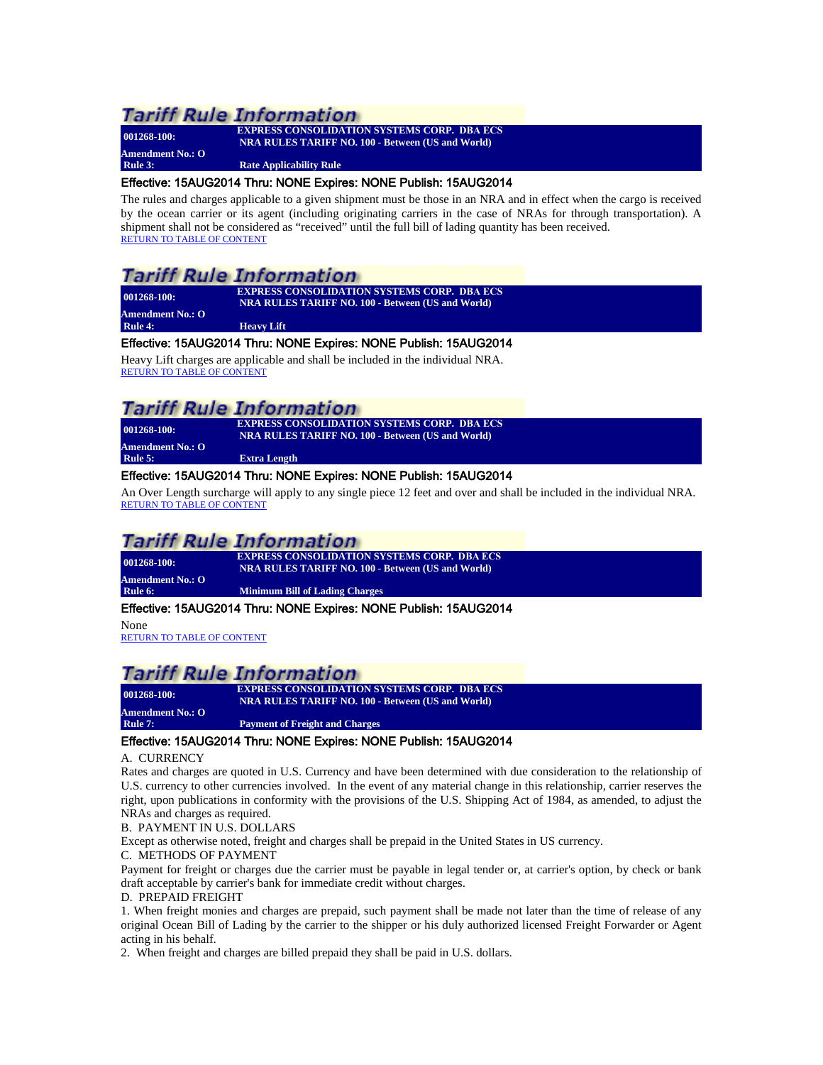## Tariff Rule Information

| **001268-100:** | **EXPRESS CONSOLIDATION SYSTEMS CORP. DBA ECS NRA RULES TARIFF NO. 100 - Between (US and World)** |
|---|---|
| **Amendment No.: O** | |
| **Rule 3:** | **Rate Applicability Rule** |

**Effective: 15AUG2014 Thru: NONE Expires: NONE Publish: 15AUG2014**

The rules and charges applicable to a given shipment must be those in an NRA and in effect when the cargo is received by the ocean carrier or its agent (including originating carriers in the case of NRAs for through transportation). A shipment shall not be considered as "received" until the full bill of lading quantity has been received.

RETURN TO TABLE OF CONTENT

## Tariff Rule Information

| **001268-100:** | **EXPRESS CONSOLIDATION SYSTEMS CORP. DBA ECS NRA RULES TARIFF NO. 100 - Between (US and World)** |
|---|---|
| **Amendment No.: O** | |
| **Rule 4:** | **Heavy Lift** |

**Effective: 15AUG2014 Thru: NONE Expires: NONE Publish: 15AUG2014**

Heavy Lift charges are applicable and shall be included in the individual NRA.

RETURN TO TABLE OF CONTENT

## Tariff Rule Information

| **001268-100:** | **EXPRESS CONSOLIDATION SYSTEMS CORP. DBA ECS NRA RULES TARIFF NO. 100 - Between (US and World)** |
|---|---|
| **Amendment No.: O** | |
| **Rule 5:** | **Extra Length** |

**Effective: 15AUG2014 Thru: NONE Expires: NONE Publish: 15AUG2014**

An Over Length surcharge will apply to any single piece 12 feet and over and shall be included in the individual NRA.

RETURN TO TABLE OF CONTENT

## Tariff Rule Information

| **001268-100:** | **EXPRESS CONSOLIDATION SYSTEMS CORP. DBA ECS NRA RULES TARIFF NO. 100 - Between (US and World)** |
|---|---|
| **Amendment No.: O** | |
| **Rule 6:** | **Minimum Bill of Lading Charges** |

**Effective: 15AUG2014 Thru: NONE Expires: NONE Publish: 15AUG2014**

None

RETURN TO TABLE OF CONTENT

## Tariff Rule Information

| **001268-100:** | **EXPRESS CONSOLIDATION SYSTEMS CORP. DBA ECS NRA RULES TARIFF NO. 100 - Between (US and World)** |
|---|---|
| **Amendment No.: O** | |
| **Rule 7:** | **Payment of Freight and Charges** |

**Effective: 15AUG2014 Thru: NONE Expires: NONE Publish: 15AUG2014**

A. CURRENCY

Rates and charges are quoted in U.S. Currency and have been determined with due consideration to the relationship of U.S. currency to other currencies involved. In the event of any material change in this relationship, carrier reserves the right, upon publications in conformity with the provisions of the U.S. Shipping Act of 1984, as amended, to adjust the NRAs and charges as required.

B. PAYMENT IN U.S. DOLLARS

Except as otherwise noted, freight and charges shall be prepaid in the United States in US currency.

C. METHODS OF PAYMENT

Payment for freight or charges due the carrier must be payable in legal tender or, at carrier's option, by check or bank draft acceptable by carrier's bank for immediate credit without charges.

D. PREPAID FREIGHT

1. When freight monies and charges are prepaid, such payment shall be made not later than the time of release of any original Ocean Bill of Lading by the carrier to the shipper or his duly authorized licensed Freight Forwarder or Agent acting in his behalf.
2. When freight and charges are billed prepaid they shall be paid in U.S. dollars.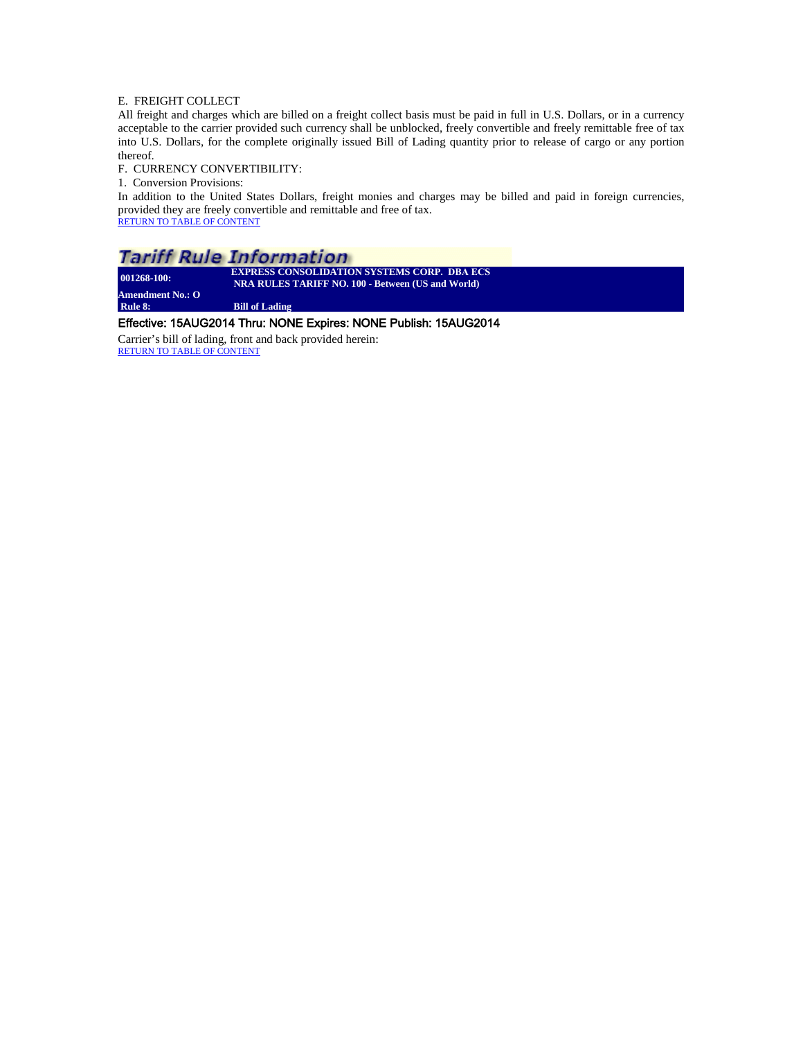E. FREIGHT COLLECT

All freight and charges which are billed on a freight collect basis must be paid in full in U.S. Dollars, or in a currency acceptable to the carrier provided such currency shall be unblocked, freely convertible and freely remittable free of tax into U.S. Dollars, for the complete originally issued Bill of Lading quantity prior to release of cargo or any portion thereof.

F. CURRENCY CONVERTIBILITY:

1. Conversion Provisions:

In addition to the United States Dollars, freight monies and charges may be billed and paid in foreign currencies, provided they are freely convertible and remittable and free of tax.

RETURN TO TABLE OF CONTENT

## Tariff Rule Information

| 001268-100: | EXPRESS CONSOLIDATION SYSTEMS CORP. DBA ECS NRA RULES TARIFF NO. 100 - Between (US and World) |
|---|---|
| Amendment No.: O | |
| Rule 8: | Bill of Lading |

**Effective: 15AUG2014 Thru: NONE Expires: NONE Publish: 15AUG2014**

Carrier's bill of lading, front and back provided herein:

RETURN TO TABLE OF CONTENT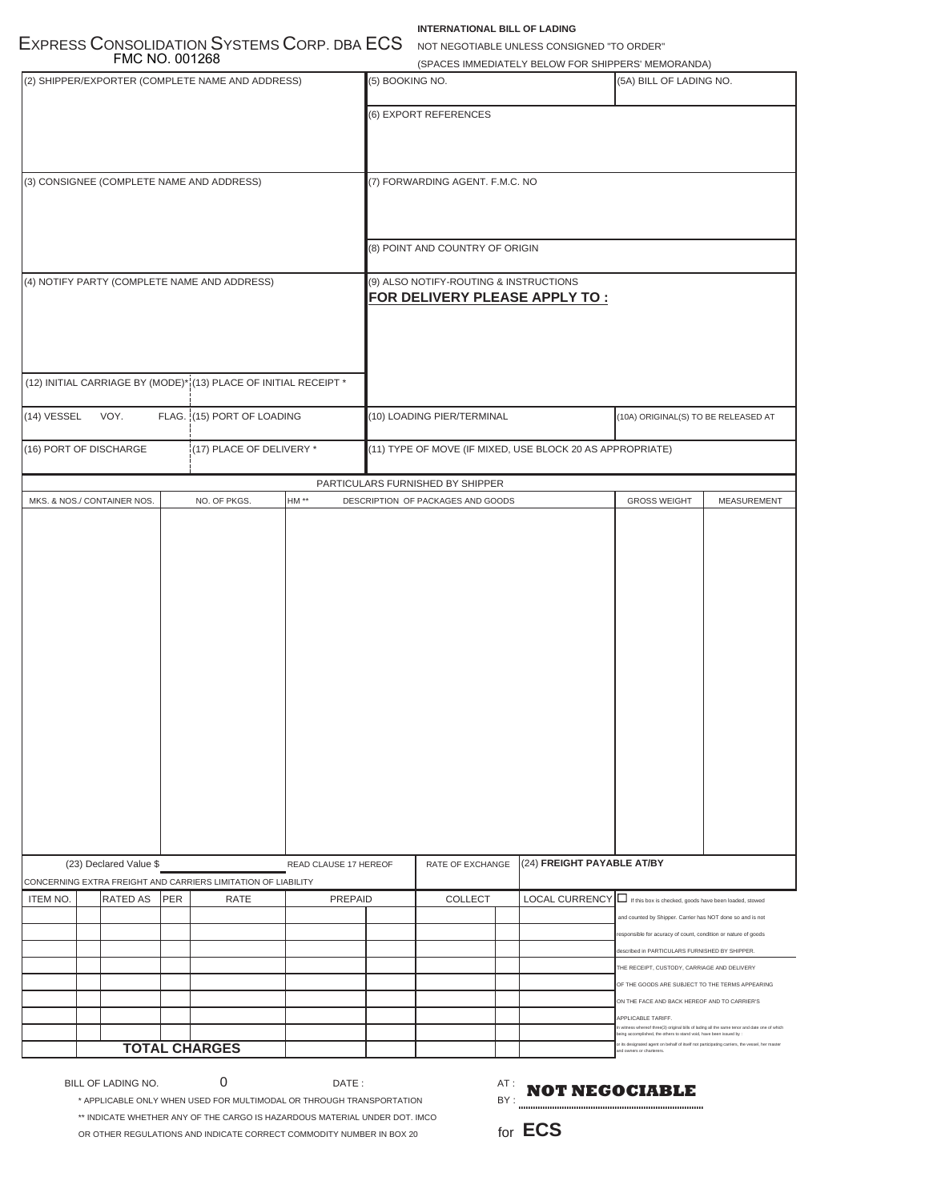# EXPRESS CONSOLIDATION SYSTEMS CORP. DBA ECS
FMC NO. 001268

**INTERNATIONAL BILL OF LADING**
NOT NEGOTIABLE UNLESS CONSIGNED "TO ORDER"
(SPACES IMMEDIATELY BELOW FOR SHIPPERS' MEMORANDA)

| | | |
|---|---|---|
| (2) SHIPPER/EXPORTER (COMPLETE NAME AND ADDRESS) | (5) BOOKING NO. | (5A) BILL OF LADING NO. |
| | (6) EXPORT REFERENCES | |
| (3) CONSIGNEE (COMPLETE NAME AND ADDRESS) | (7) FORWARDING AGENT. F.M.C. NO | |
| | (8) POINT AND COUNTRY OF ORIGIN | |
| (4) NOTIFY PARTY (COMPLETE NAME AND ADDRESS) | (9) ALSO NOTIFY-ROUTING & INSTRUCTIONS **FOR DELIVERY PLEASE APPLY TO :** | |
| (12) INITIAL CARRIAGE BY (MODE)* / (13) PLACE OF INITIAL RECEIPT * | | |
| (14) VESSEL VOY. FLAG. / (15) PORT OF LOADING | (10) LOADING PIER/TERMINAL | (10A) ORIGINAL(S) TO BE RELEASED AT |
| (16) PORT OF DISCHARGE / (17) PLACE OF DELIVERY * | (11) TYPE OF MOVE (IF MIXED, USE BLOCK 20 AS APPROPRIATE) | |

PARTICULARS FURNISHED BY SHIPPER

| MKS. & NOS./ CONTAINER NOS. | NO. OF PKGS. | HM ** | DESCRIPTION OF PACKAGES AND GOODS | GROSS WEIGHT | MEASUREMENT |
|---|---|---|---|---|---|
| | | | | | |

(23) Declared Value $ ______ READ CLAUSE 17 HEREOF | RATE OF EXCHANGE | (24) **FREIGHT PAYABLE AT/BY**

CONCERNING EXTRA FREIGHT AND CARRIERS LIMITATION OF LIABILITY

| ITEM NO. | RATED AS | PER | RATE | PREPAID | COLLECT | LOCAL CURRENCY |
|---|---|---|---|---|---|---|
| | | | | | | |
| | | | | | | |
| | | | | | | |
| | | | | | | |
| | | | | | | |
| | | | | | | |
| | | | | | | |
| | | | | | | |
| | **TOTAL CHARGES** | | | | | |

☐ If this box is checked, goods have been loaded, stowed and counted by Shipper. Carrier has NOT done so and is not responsible for acuracy of count, condition or nature of goods described in PARTICULARS FURNISHED BY SHIPPER.

THE RECEIPT, CUSTODY, CARRIAGE AND DELIVERY OF THE GOODS ARE SUBJECT TO THE TERMS APPEARING ON THE FACE AND BACK HEREOF AND TO CARRIER'S APPLICABLE TARIFF.

In witness whereof three(3) original bills of lading all the same tenor and date one of which being accomplished, the others to stand void, have been issued by or its designated agent on behalf of itself not participating carriers, the vessel, her master and owners or charterers.

BILL OF LADING NO. 0 DATE :

AT :
BY : **NOT NEGOCIABLE**

for **ECS**

\* APPLICABLE ONLY WHEN USED FOR MULTIMODAL OR THROUGH TRANSPORTATION

\*\* INDICATE WHETHER ANY OF THE CARGO IS HAZARDOUS MATERIAL UNDER DOT. IMCO OR OTHER REGULATIONS AND INDICATE CORRECT COMMODITY NUMBER IN BOX 20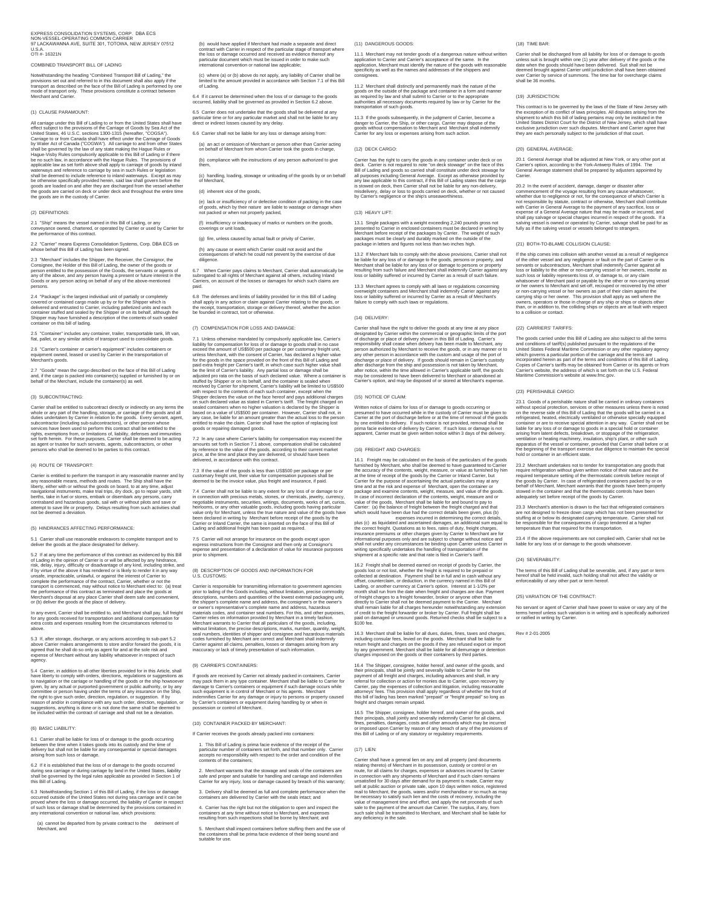EXPRESS CONSOLIDATION SYSTEMS, CORP. DBA ECS
NON-VESSEL-OPERATING COMMON CARRIER
97 LACKAWANNA AVE, SUITE 301, TOTOWA, NEW JERSEY 07512
U.S.A.
OTI #- 16321N

# COMBINED TRANSPORT BILL OF LADING

Notwithstanding the heading "Combined Transport Bill of Lading," the provisions set out and referred to in this document shall also apply if the transport as described on the face of the Bill of Lading is performed by one mode of transport only. These provisions constitute a contract between Merchant and Carrier.

## (1) CLAUSE PARAMOUNT:

All carriage under this Bill of Lading to or from the United States shall have effect subject to the provisions of the Carriage of Goods by Sea Act of the United States, 46 U.S.C. sections 1300-1315 (hereafter, "COGSA"). Carriage to or from Canada shall have effect under the Carriage of Goods by Water Act of Canada ("COGWA"). All carriage to and from other States shall be governed by the law of any state making the Hague Rules or Hague-Visby Rules compulsorily applicable to this Bill of Lading or if there be no such law, in accordance with the Hague Rules. The provisions of applicable law as set forth above shall apply to carriage of goods by inland waterways and reference to carriage by sea in such Rules or legislation shall be deemed to include reference to inland waterways. Except as may be otherwise specifically provided herein, said law shall govern before the goods are loaded on and after they are discharged from the vessel whether the goods are carried on deck or under deck and throughout the entire time the goods are in the custody of Carrier.

## (2) DEFINITIONS:

2.1 "Ship" means the vessel named in this Bill of Lading, or any conveyance owned, chartered, or operated by Carrier or used by Carrier for the performance of this contract.

2.2 "Carrier" means Express Consolidation Systems, Corp. DBA ECS on whose behalf this Bill of Lading has been signed.

2.3 "Merchant" includes the Shipper, the Receiver, the Consignor, the Consignee, the Holder of this Bill of Lading, the owner of the goods or person entitled to the possession of the Goods, the servants or agents of any of the above, and any person having a present or future interest in the Goods or any person acting on behalf of any of the above-mentioned persons.

2.4 "Package" is the largest individual unit of partially or completely covered or contained cargo made up by or for the Shipper which is delivered and entrusted to Carrier, including palletized units and each container stuffed and sealed by the Shipper or on its behalf, although the Shipper may have furnished a description of the contents of such sealed container on this bill of lading.

2.5 "Container" includes any container, trailer, transportable tank, lift van, flat, pallet, or any similar article of transport used to consolidate goods.

2.6 "Carrier's container or carrier's equipment" includes containers or equipment owned, leased or used by Carrier in the transportation of Merchant's goods.

2.7 "Goods" mean the cargo described on the face of this Bill of Lading and, if the cargo is packed into container(s) supplied or furnished by or on behalf of the Merchant, include the container(s) as well.

## (3) SUBCONTRACTING:

Carrier shall be entitled to subcontract directly or indirectly on any terms the whole or any part of the handling, storage, or carriage of the goods and all duties undertaken by Carrier in relation to the goods. Every servant, agent, subcontractor (including sub-subcontractors), or other person whose services have been used to perform this contract shall be entitled to the rights, exemptions from, or limitations of, liability, defenses and immunities set forth herein. For these purposes, Carrier shall be deemed to be acting as agent or trustee for such servants, agents, subcontractors, or other persons who shall be deemed to be parties to this contract.

## (4) ROUTE OF TRANSPORT:

Carrier is entitled to perform the transport in any reasonable manner and by any reasonable means, methods and routes. The Ship shall have the liberty, either with or without the goods on board, to at any time, adjust navigational instruments, make trial trips, dry dock, go to repair yards, shift berths, take in fuel or stores, embark or disembark any persons, carry contraband and hazardous goods, sail with or without pilots and save or attempt to save life or property. Delays resulting from such activities shall not be deemed a deviation.

## (5) HINDRANCES AFFECTING PERFORMANCE:

5.1 Carrier shall use reasonable endeavors to complete transport and to deliver the goods at the place designated for delivery.

5.2 If at any time the performance of this contract as evidenced by this Bill of Lading in the opinion of Carrier is or will be affected by any hindrance, risk, delay, injury, difficulty or disadvantage of any kind, including strike, and if by virtue of the above it has rendered or is likely to render it in any way unsafe, impracticable, unlawful, or against the interest of Carrier to complete the performance of the contract, Carrier, whether or not the transport is commenced, may without notice to Merchant elect to: (a) treat the performance of this contract as terminated and place the goods at Merchant's disposal at any place Carrier shall deem safe and convenient, or (b) deliver the goods at the place of delivery.

In any event, Carrier shall be entitled to, and Merchant shall pay, full freight for any goods received for transportation and additional compensation for extra costs and expenses resulting from the circumstances referred to above.

5.3 If, after storage, discharge, or any actions according to sub-part 5.2 above Carrier makes arrangements to store and/or forward the goods, it is agreed that he shall do so only as agent for and at the sole risk and expense of Merchant without any liability whatsoever in respect of such agency.

5.4 Carrier, in addition to all other liberties provided for in this Article, shall have liberty to comply with orders, directions, regulations or suggestions as to navigation or the carriage or handling of the goods or the ship howsoever given, by any actual or purported government or public authority, or by any committee or person having under the terms of any insurance on the Ship, the right to give such order, direction, regulation, or suggestion. If by reason of and/or in compliance with any such order, direction, regulation, or suggestions, anything is done or is not done the same shall be deemed to be included within the contract of carriage and shall not be a deviation.

## (6) BASIC LIABILITY:

6.1 Carrier shall be liable for loss of or damage to the goods occurring between the time when it takes goods into its custody and the time of delivery but shall not be liable for any consequential or special damages arising from such loss or damage.

6.2 If it is established that the loss of or damage to the goods occurred during sea carriage or during carriage by land in the United States, liability shall be governed by the legal rules applicable as provided in Section 1 of this Bill of Lading.

6.3 Notwithstanding Section 1 of this Bill of Lading, if the loss or damage occurred outside of the United States not during sea carriage and it can be proved where the loss or damage occurred, the liability of Carrier in respect of such loss or damage shall be determined by the provisions contained in any international convention or national law, which provisions:

(a) cannot be departed from by private contract to the detriment of Merchant, and

(b) would have applied if Merchant had made a separate and direct contract with Carrier in respect of the particular stage of transport where the loss or damage occurred and received as evidence thereof any particular document which must be issued in order to make such international convention or national law applicable;

(c) where (a) or (b) above do not apply, any liability of Carrier shall be limited to the amount provided in accordance with Section 7.1 of this Bill of Lading.

6.4 If it cannot be determined when the loss of or damage to the goods occurred, liability shall be governed as provided in Section 6.2 above.

6.5 Carrier does not undertake that the goods shall be delivered at any particular time or for any particular market and shall not be liable for any direct or indirect losses caused by any delay.

6.6 Carrier shall not be liable for any loss or damage arising from:

(a) an act or omission of Merchant or person other than Carrier acting on behalf of Merchant from whom Carrier took the goods in charge,

(b) compliance with the instructions of any person authorized to give them,

(c) handling, loading, stowage or unloading of the goods by or on behalf of Merchant,

(d) inherent vice of the goods,

(e) lack or insufficiency of or defective condition of packing in the case of goods, which by their nature are liable to wastage or damage when not packed or when not properly packed,

(f) insufficiency or inadequacy of marks or numbers on the goods, coverings or unit loads,

(g) fire, unless caused by actual fault or privity of Carrier,

(h) any cause or event which Carrier could not avoid and the consequences of which he could not prevent by the exercise of due diligence.

6.7 When Carrier pays claims to Merchant, Carrier shall automatically be subrogated to all rights of Merchant against all others, including Inland Carriers, on account of the losses or damages for which such claims are paid.

6.8 The defenses and limits of liability provided for in this Bill of Lading shall apply in any action or claim against Carrier relating to the goods, or the receipt, transportation, storage or delivery thereof, whether the action be founded in contract, tort or otherwise.

## (7) COMPENSATION FOR LOSS AND DAMAGE:

7.1 Unless otherwise mandated by compulsorily applicable law, Carrier's liability for compensation for loss of or damage to goods shall in no case exceed the amount of US$500 per package or per customary freight unit, unless Merchant, with the consent of Carrier, has declared a higher value for the goods in the space provided on the front of this Bill of Lading and paid extra freight per Carrier's tariff, in which case such higher value shall be the limit of Carrier's liability. Any partial loss or damage shall be adjusted pro rata on the basis of such declared value. Where a container is stuffed by Shipper or on its behalf, and the container is sealed when received by Carrier for shipment, Carrier's liability will be limited to US$500 with respect to the contents of each such container, except when the Shipper declares the value on the face hereof and pays additional charges on such declared value as stated in Carrier's tariff. The freight charged on sealed containers when no higher valuation is declared by the Shipper is based on a value of US$500 per container. However, Carrier shall not, in any case, be liable for an amount greater than the actual loss to the person entitled to make the claim. Carrier shall have the option of replacing lost goods or repairing damaged goods.

7.2 In any case where Carrier's liability for compensation may exceed the amounts set forth in Section 7.1 above, compensation shall be calculated by reference to the value of the goods, according to their current market price, at the time and place they are delivered, or should have been delivered, in accordance with this contract.

7.3 If the value of the goods is less than US$500 per package or per customary freight unit, their value for compensation purposes shall be deemed to be the invoice value, plus freight and insurance, if paid.

7.4 Carrier shall not be liable to any extent for any loss of or damage to or in connection with precious metals, stones, or chemicals, jewelry, currency, negotiable instruments, securities, writings, documents, works of art, curios, heirlooms, or any other valuable goods, including goods having particular value only for Merchant, unless the true nature and value of the goods have been declared in writing by Merchant before receipt of the goods by the Carrier or Inland Carrier, the same is inserted on the face of this Bill of Lading and additional freight has been paid as required.

7.5 Carrier will not arrange for insurance on the goods except upon express instructions from the Consignor and then only at Consignor's expense and presentation of a declaration of value for insurance purposes prior to shipment.

## (8) DESCRIPTION OF GOODS AND INFORMATION FOR U.S. CUSTOMS:

Carrier is responsible for transmitting information to government agencies prior to lading of the Goods including, without limitation, precise commodity descriptions, numbers and quantities of the lowest external packaging unit, the shipper's complete name and address, the consignee's or the owner's or owner's representative's complete name and address, hazardous materials codes, and container seal numbers. For this, and other purposes, Carrier relies on information provided by Merchant in a timely fashion. Merchant warrants to Carrier that all particulars of the goods, including, without limitation, the precise descriptions, marks, number, quantity, weight, seal numbers, identities of shipper and consignee and hazardous materials codes furnished by Merchant are correct and Merchant shall indemnify Carrier against all claims, penalties, losses or damages arising from any inaccuracy or lack of timely presentation of such information.

## (9) CARRIER'S CONTAINERS:

If goods are received by Carrier not already packed in containers, Carrier may pack them in any type container. Merchant shall be liable to Carrier for damage to Carrier's containers or equipment if such damage occurs while such equipment is in control of Merchant or his agents. Merchant indemnifies Carrier for any damage or injury to persons or property caused by Carrier's containers or equipment during handling by or when in possession or control of Merchant.

## (10) CONTAINER PACKED BY MERCHANT:

If Carrier receives the goods already packed into containers:

1. This Bill of Lading is prima facie evidence of the receipt of the particular number of containers set forth, and that number only. Carrier accepts no responsibility with respect to the order and condition of the contents of the containers;

2. Merchant warrants that the stowage and seals of the containers are safe and proper and suitable for handling and carriage and indemnifies Carrier for any injury, loss or damage caused by breach of this warranty;

3. Delivery shall be deemed as full and complete performance when the containers are delivered by Carrier with the seals intact; and

4. Carrier has the right but not the obligation to open and inspect the containers at any time without notice to Merchant, and expenses resulting from such inspections shall be borne by Merchant; and

5. Merchant shall inspect containers before stuffing them and the use of the containers shall be prima facie evidence of their being sound and suitable for use.

## (11) DANGEROUS GOODS:

11.1 Merchant may not tender goods of a dangerous nature without written application to Carrier and Carrier's acceptance of the same. In the application, Merchant must identify the nature of the goods with reasonable specificity as well as the names and addresses of the shippers and consignees.

11.2 Merchant shall distinctly and permanently mark the nature of the goods on the outside of the package and container in a form and manner as required by law and shall submit to Carrier or to the appropriate authorities all necessary documents required by law or by Carrier for the transportation of such goods.

11.3 If the goods subsequently, in the judgment of Carrier, become a danger to Carrier, the Ship, or other cargo, Carrier may dispose of the goods without compensation to Merchant and Merchant shall indemnify Carrier for any loss or expenses arising from such action.

## (12) DECK CARGO:

Carrier has the right to carry the goods in any container under deck or on deck. Carrier is not required to note "on deck stowage" on the face of this Bill of Lading and goods so carried shall constitute under deck stowage for all purposes including General Average. Except as otherwise provided by any law applicable to this contract, if this Bill of Lading states that the cargo is stowed on deck, then Carrier shall not be liable for any non-delivery, misdelivery, delay or loss to goods carried on deck, whether or not caused by Carrier's negligence or the ship's unseaworthiness.

## (13) HEAVY LIFT:

13.1 Single packages with a weight exceeding 2,240 pounds gross not presented to Carrier in enclosed containers must be declared in writing by Merchant before receipt of the packages by Carrier. The weight of such packages must be clearly and durably marked on the outside of the package in letters and figures not less than two inches high.

13.2 If Merchant fails to comply with the above provisions, Carrier shall not be liable for any loss of or damage to the goods, persons or property, and Merchant shall be liable for any loss of or damage to persons or property resulting from such failure and Merchant shall indemnify Carrier against any loss or liability suffered or incurred by Carrier as a result of such failure.

13.3 Merchant agrees to comply with all laws or regulations concerning overweight containers and Merchant shall indemnify Carrier against any loss or liability suffered or incurred by Carrier as a result of Merchant's failure to comply with such laws or regulations.

## (14) DELIVERY:

Carrier shall have the right to deliver the goods at any time at any place designated by Carrier within the commercial or geographic limits of the port of discharge or place of delivery shown in this Bill of Lading. Carrier's responsibility shall cease when delivery has been made to Merchant, any person authorized by Merchant to receive the goods, or in any manner or to any other person in accordance with the custom and usage of the port of discharge or place of delivery. If goods should remain in Carrier's custody after discharge from the ship and possession is not taken by Merchant, after notice, within the time allowed in Carrier's applicable tariff, the goods may be considered to have been delivered to Merchant or abandoned at Carrier's option, and may be disposed of or stored at Merchant's expense.

## (15) NOTICE OF CLAIM:

Written notice of claims for loss of or damage to goods occurring or presumed to have occurred while in the custody of Carrier must be given to Carrier at the port of discharge before or at the time of removal of the goods by one entitled to delivery. If such notice is not provided, removal shall be prima facie evidence of delivery by Carrier. If such loss or damage is not apparent, Carrier must be given written notice within 3 days of the delivery.

## (16) FREIGHT AND CHARGES:

16.1 Freight may be calculated on the basis of the particulars of the goods furnished by Merchant, who shall be deemed to have guaranteed to Carrier the accuracy of the contents, weight, measure, or value as furnished by him at the time of receipt of the goods by the Carrier or Inland Carrier, but Carrier for the purpose of ascertaining the actual particulars may at any time and at the risk and expense of Merchant, open the container or package and examine contents, weight, measure, and value of the goods. In case of incorrect declaration of the contents, weight, measure and or value of the goods, Merchant shall be liable for and bound to pay to Carrier: (a) the balance of freight between the freight charged and that which would have been due had the correct details been given, plus (b) expenses incurred in determining the correct details, plus (c) as liquidated and ascertained damages, an additional sum equal to the correct freight. Quotations as to fees, rates of duty, freight charges, insurance premiums or other charges given by Carrier to Merchant are for informational purposes only and are subject to change without notice and shall not under any circumstances be binding upon Carrier unless Carrier in writing specifically undertakes the handling of transportation of the shipment at a specific rate and that rate is filed in Carrier's tariff.

16.2 Freight shall be deemed earned on receipt of goods by Carrier, the goods lost or not lost, whether the freight is required to be prepaid or collected at destination. Payment shall be in full and in cash without any offset, counterclaim, or deduction, in the currency named in this Bill of Lading, or another currency at Carrier's option. Interest at 1-1/2% per month shall run from the date when freight and charges are due. Payment of freight charges to a freight forwarder, broker or anyone other than directly to Carrier shall not be deemed payment to the Carrier. Merchant shall remain liable for all charges hereunder notwithstanding any extension of credit to the freight forwarder or broker by Carrier. Full freight shall be paid on damaged or unsound goods. Returned checks shall be subject to a $100 fee.

16.3 Merchant shall be liable for all dues, duties, fines, taxes and charges, including consular fees, levied on the goods. Merchant shall be liable for return freight and charges on the goods if they are refused export or import by any government. Merchant shall be liable for all demurrage or detention charges imposed on the goods or their containers by third parties.

16.4 The Shipper, consignee, holder hereof, and owner of the goods, and their principals, shall be jointly and severally liable to Carrier for the payment of all freight and charges, including advances and shall, in any referral for collection or action for monies due to Carrier, upon recovery by Carrier, pay the expenses of collection and litigation, including reasonable attorneys' fees. This provision shall apply regardless of whether the front of this bill of lading has been marked "prepaid" or "freight prepaid" so long as freight and charges remain unpaid.

16.5 The Shipper, consignee, holder hereof, and owner of the goods, and their principals, shall jointly and severally indemnify Carrier for all claims, fines, penalties, damages, costs and other amounts which may be incurred or imposed upon Carrier by reason of any breach of any of the provisions of this Bill of Lading or of any statutory or regulatory requirements.

## (17) LIEN:

Carrier shall have a general lien on any and all property (and documents relating thereto) of Merchant in its possession, custody or control or en route, for all claims for charges, expenses or advances incurred by Carrier in connection with any shipments of Merchant and if such claim remains unsatisfied for 30 days after demand for its payment is made, Carrier may sell at public auction or private sale, upon 10 days written notice, registered mail to Merchant, the goods, wares and/or merchandise or so much as may be necessary to satisfy such lien and the costs of recovery, including the value of management time and effort, and apply the net proceeds of such sale to the payment of the amount due Carrier. The surplus, if any, from such sale shall be transmitted to Merchant, and Merchant shall be liable for any deficiency in the sale.

## (18) TIME BAR:

Carrier shall be discharged from all liability for loss of or damage to goods unless suit is brought within one (1) year after delivery of the goods or the date when the goods should have been delivered. Suit shall not be deemed brought against Carrier until jurisdiction shall have been obtained over Carrier by service of summons. The time bar for overcharge claims shall be 36 months.

## (19) JURISDICTION:

This contract is to be governed by the laws of the State of New Jersey with the exception of its conflict of laws principles. All disputes arising from the shipment to which this bill of lading pertains may only be instituted in the United States District Court for the District of New Jersey, which shall have exclusive jurisdiction over such disputes. Merchant and Carrier agree that they are each personally subject to the jurisdiction of that court.

## (20) GENERAL AVERAGE:

20.1 General Average shall be adjusted at New York, or any other port at Carrier's option, according to the York-Antwerp Rules of 1994. The General Average statement shall be prepared by adjusters appointed by Carrier.

20.2 In the event of accident, damage, danger or disaster after commencement of the voyage resulting from any cause whatsoever, whether due to negligence or not, for the consequence of which Carrier is not responsible by statute, contract or otherwise, Merchant shall contribute with Carrier in General Average to the payment of any sacrifice, loss or expense of a General Average nature that may be made or incurred, and shall pay salvage or special charges incurred in respect of the goods. If a salving vessel is owned or operated by Carrier, salvage shall be paid for as fully as if the salving vessel or vessels belonged to strangers.

## (21) BOTH-TO-BLAME COLLISION CLAUSE:

If the ship comes into collision with another vessel as a result of negligence of the other vessel and any negligence or fault on the part of Carrier or its servants or subcontractors, Merchant shall indemnify Carrier against all loss or liability to the other or non-carrying vessel or her owners, insofar as such loss or liability represents loss of, or damage to, or any claim whatsoever of Merchant paid or payable by the other or non-carrying vessel or her owners to Merchant and set-off, recouped or recovered by the other or non-carrying vessel or her owners as part of their claim against the carrying ship or her owner. This provision shall apply as well where the owners, operators or those in charge of any ship or ships or objects other than, or in addition to, the colliding ships or objects are at fault with respect to a collision or contact.

## (22) CARRIERS' TARIFFS:

The goods carried under this Bill of Lading are also subject to all the terms and conditions of tariff(s) published pursuant to the regulations of the United States Federal Maritime Commission or any other regulatory agency which governs a particular portion of the carriage and the terms are incorporated herein as part of the terms and conditions of this Bill of Lading. Copies of Carrier's tariffs may be obtained from Carrier or its agents or from Carrier's website, the address of which is set forth on the U.S. Federal Maritime Commission's website at www.fmc.gov.

## (23) PERISHABLE CARGO:

23.1 Goods of a perishable nature shall be carried in ordinary containers without special protection, services or other measures unless there is noted on the reverse side of this Bill of Lading that the goods will be carried in a refrigerated, heated, electrically ventilated or otherwise specially equipped container or are to receive special attention in any way. Carrier shall not be liable for any loss of or damage to goods in a special hold or container arising from latent defects, breakdown, or stoppage of the refrigeration, ventilation or heating machinery, insulation, ship's plant, or other such apparatus of the vessel or container, provided that Carrier shall before or at the beginning of the transport exercise due diligence to maintain the special hold or container in an efficient state.

23.2 Merchant undertakes not to tender for transportation any goods that require refrigeration without given written notice of their nature and the required temperature setting of the thermostatic controls before receipt of the goods by Carrier. In case of refrigerated containers packed by or on behalf of Merchant, Merchant warrants that the goods have been properly stowed in the container and that the thermostatic controls have been adequately set before receipt of the goods by Carrier.

23.3 Merchant's attention is drawn to the fact that refrigerated containers are not designed to freeze down cargo which has not been presented for stuffing at or below its designated carrying temperature. Carrier shall not be responsible for the consequences of cargo tendered at a higher temperature than that required for the transportation.

23.4 If the above requirements are not complied with, Carrier shall not be liable for any loss of or damage to the goods whatsoever.

## (24) SEVERABILITY:

The terms of this Bill of Lading shall be severable, and, if any part or term hereof shall be held invalid, such holding shall not affect the validity or enforceability of any other part or term hereof.

## (25) VARIATION OF THE CONTRACT:

No servant or agent of Carrier shall have power to waive or vary any of the terms hereof unless such variation is in writing and is specifically authorized or ratified in writing by Carrier.

Rev # 2-01-2005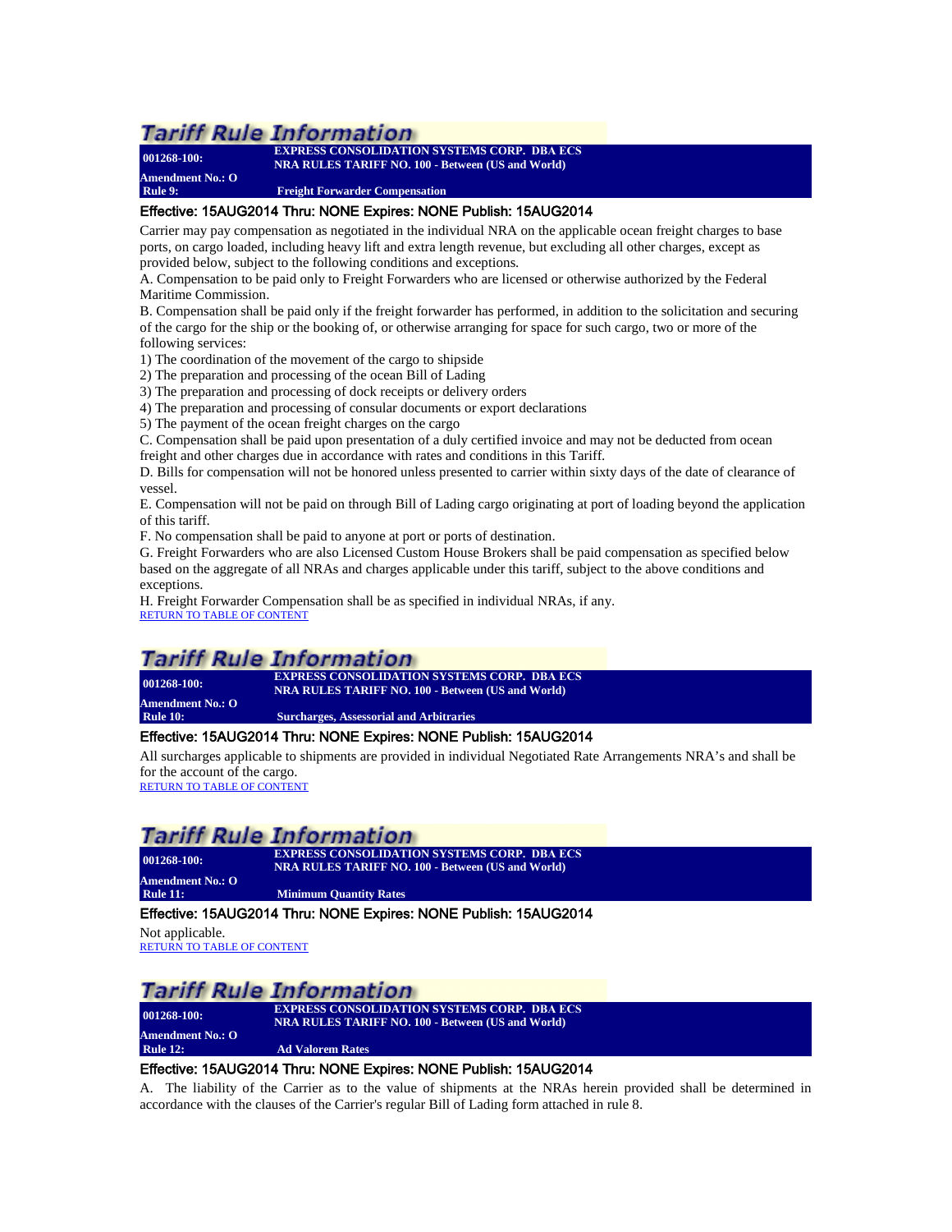## Tariff Rule Information

| 001268-100: | EXPRESS CONSOLIDATION SYSTEMS CORP. DBA ECS NRA RULES TARIFF NO. 100 - Between (US and World) |
|---|---|
| Amendment No.: O | |
| Rule 9: | Freight Forwarder Compensation |

**Effective: 15AUG2014 Thru: NONE Expires: NONE Publish: 15AUG2014**

Carrier may pay compensation as negotiated in the individual NRA on the applicable ocean freight charges to base ports, on cargo loaded, including heavy lift and extra length revenue, but excluding all other charges, except as provided below, subject to the following conditions and exceptions.

A. Compensation to be paid only to Freight Forwarders who are licensed or otherwise authorized by the Federal Maritime Commission.

B. Compensation shall be paid only if the freight forwarder has performed, in addition to the solicitation and securing of the cargo for the ship or the booking of, or otherwise arranging for space for such cargo, two or more of the following services:

1) The coordination of the movement of the cargo to shipside
2) The preparation and processing of the ocean Bill of Lading
3) The preparation and processing of dock receipts or delivery orders
4) The preparation and processing of consular documents or export declarations
5) The payment of the ocean freight charges on the cargo

C. Compensation shall be paid upon presentation of a duly certified invoice and may not be deducted from ocean freight and other charges due in accordance with rates and conditions in this Tariff.

D. Bills for compensation will not be honored unless presented to carrier within sixty days of the date of clearance of vessel.

E. Compensation will not be paid on through Bill of Lading cargo originating at port of loading beyond the application of this tariff.

F. No compensation shall be paid to anyone at port or ports of destination.

G. Freight Forwarders who are also Licensed Custom House Brokers shall be paid compensation as specified below based on the aggregate of all NRAs and charges applicable under this tariff, subject to the above conditions and exceptions.

H. Freight Forwarder Compensation shall be as specified in individual NRAs, if any.

RETURN TO TABLE OF CONTENT

## Tariff Rule Information

| 001268-100: | EXPRESS CONSOLIDATION SYSTEMS CORP. DBA ECS NRA RULES TARIFF NO. 100 - Between (US and World) |
|---|---|
| Amendment No.: O | |
| Rule 10: | Surcharges, Assessorial and Arbitraries |

**Effective: 15AUG2014 Thru: NONE Expires: NONE Publish: 15AUG2014**

All surcharges applicable to shipments are provided in individual Negotiated Rate Arrangements NRA's and shall be for the account of the cargo.

RETURN TO TABLE OF CONTENT

## Tariff Rule Information

| 001268-100: | EXPRESS CONSOLIDATION SYSTEMS CORP. DBA ECS NRA RULES TARIFF NO. 100 - Between (US and World) |
|---|---|
| Amendment No.: O | |
| Rule 11: | Minimum Quantity Rates |

**Effective: 15AUG2014 Thru: NONE Expires: NONE Publish: 15AUG2014**

Not applicable.

RETURN TO TABLE OF CONTENT

## Tariff Rule Information

| 001268-100: | EXPRESS CONSOLIDATION SYSTEMS CORP. DBA ECS NRA RULES TARIFF NO. 100 - Between (US and World) |
|---|---|
| Amendment No.: O | |
| Rule 12: | Ad Valorem Rates |

**Effective: 15AUG2014 Thru: NONE Expires: NONE Publish: 15AUG2014**

A. The liability of the Carrier as to the value of shipments at the NRAs herein provided shall be determined in accordance with the clauses of the Carrier's regular Bill of Lading form attached in rule 8.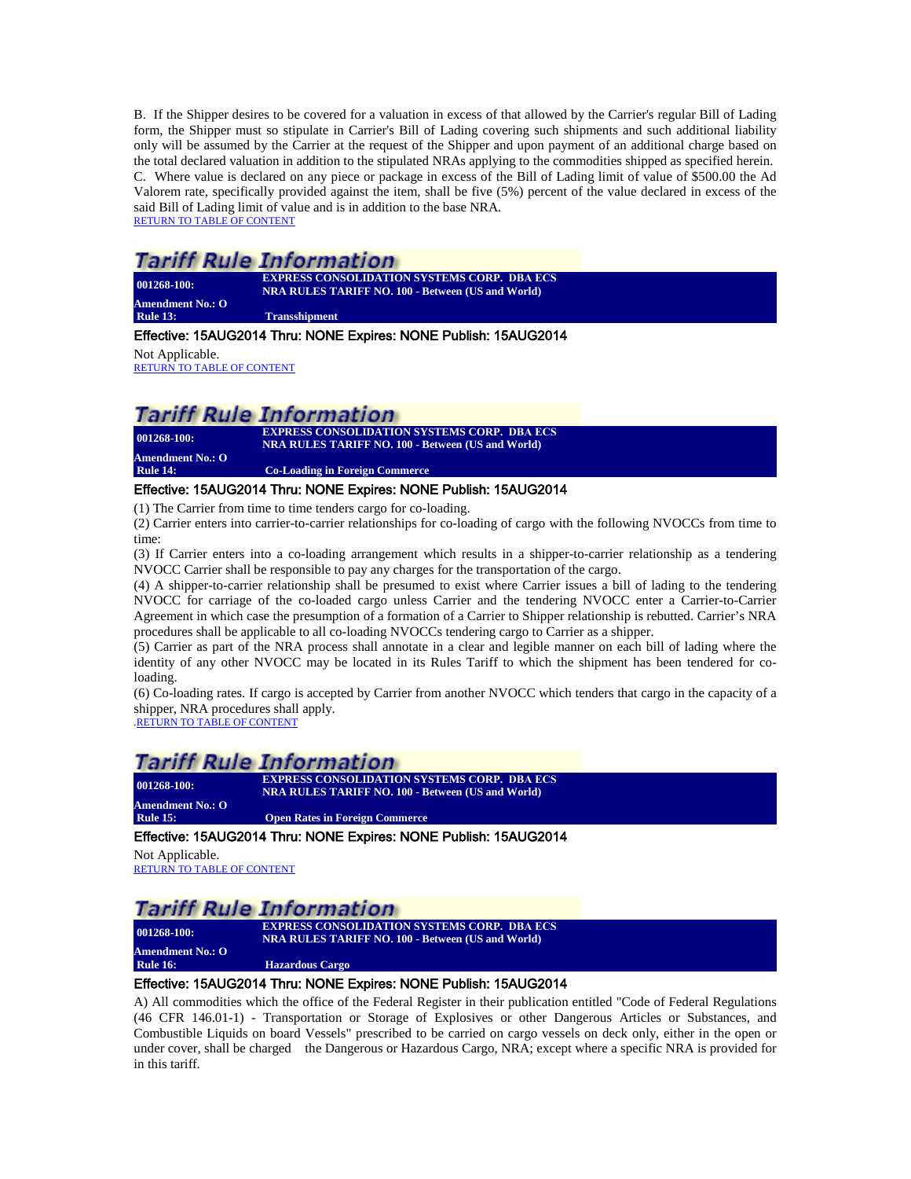B. If the Shipper desires to be covered for a valuation in excess of that allowed by the Carrier's regular Bill of Lading form, the Shipper must so stipulate in Carrier's Bill of Lading covering such shipments and such additional liability only will be assumed by the Carrier at the request of the Shipper and upon payment of an additional charge based on the total declared valuation in addition to the stipulated NRAs applying to the commodities shipped as specified herein.
C. Where value is declared on any piece or package in excess of the Bill of Lading limit of value of $500.00 the Ad Valorem rate, specifically provided against the item, shall be five (5%) percent of the value declared in excess of the said Bill of Lading limit of value and is in addition to the base NRA.
RETURN TO TABLE OF CONTENT

## Tariff Rule Information

| 001268-100: | EXPRESS CONSOLIDATION SYSTEMS CORP. DBA ECS NRA RULES TARIFF NO. 100 - Between (US and World) |
|---|---|
| Amendment No.: O | |
| Rule 13: | Transshipment |

**Effective: 15AUG2014 Thru: NONE Expires: NONE Publish: 15AUG2014**

Not Applicable.
RETURN TO TABLE OF CONTENT

## Tariff Rule Information

| 001268-100: | EXPRESS CONSOLIDATION SYSTEMS CORP. DBA ECS NRA RULES TARIFF NO. 100 - Between (US and World) |
|---|---|
| Amendment No.: O | |
| Rule 14: | Co-Loading in Foreign Commerce |

**Effective: 15AUG2014 Thru: NONE Expires: NONE Publish: 15AUG2014**

(1) The Carrier from time to time tenders cargo for co-loading.
(2) Carrier enters into carrier-to-carrier relationships for co-loading of cargo with the following NVOCCs from time to time:
(3) If Carrier enters into a co-loading arrangement which results in a shipper-to-carrier relationship as a tendering NVOCC Carrier shall be responsible to pay any charges for the transportation of the cargo.
(4) A shipper-to-carrier relationship shall be presumed to exist where Carrier issues a bill of lading to the tendering NVOCC for carriage of the co-loaded cargo unless Carrier and the tendering NVOCC enter a Carrier-to-Carrier Agreement in which case the presumption of a formation of a Carrier to Shipper relationship is rebutted. Carrier's NRA procedures shall be applicable to all co-loading NVOCCs tendering cargo to Carrier as a shipper.
(5) Carrier as part of the NRA process shall annotate in a clear and legible manner on each bill of lading where the identity of any other NVOCC may be located in its Rules Tariff to which the shipment has been tendered for co-loading.
(6) Co-loading rates. If cargo is accepted by Carrier from another NVOCC which tenders that cargo in the capacity of a shipper, NRA procedures shall apply.
.RETURN TO TABLE OF CONTENT

## Tariff Rule Information

| 001268-100: | EXPRESS CONSOLIDATION SYSTEMS CORP. DBA ECS NRA RULES TARIFF NO. 100 - Between (US and World) |
|---|---|
| Amendment No.: O | |
| Rule 15: | Open Rates in Foreign Commerce |

**Effective: 15AUG2014 Thru: NONE Expires: NONE Publish: 15AUG2014**

Not Applicable.
RETURN TO TABLE OF CONTENT

## Tariff Rule Information

| 001268-100: | EXPRESS CONSOLIDATION SYSTEMS CORP. DBA ECS NRA RULES TARIFF NO. 100 - Between (US and World) |
|---|---|
| Amendment No.: O | |
| Rule 16: | Hazardous Cargo |

**Effective: 15AUG2014 Thru: NONE Expires: NONE Publish: 15AUG2014**

A) All commodities which the office of the Federal Register in their publication entitled "Code of Federal Regulations (46 CFR 146.01-1) - Transportation or Storage of Explosives or other Dangerous Articles or Substances, and Combustible Liquids on board Vessels" prescribed to be carried on cargo vessels on deck only, either in the open or under cover, shall be charged the Dangerous or Hazardous Cargo, NRA; except where a specific NRA is provided for in this tariff.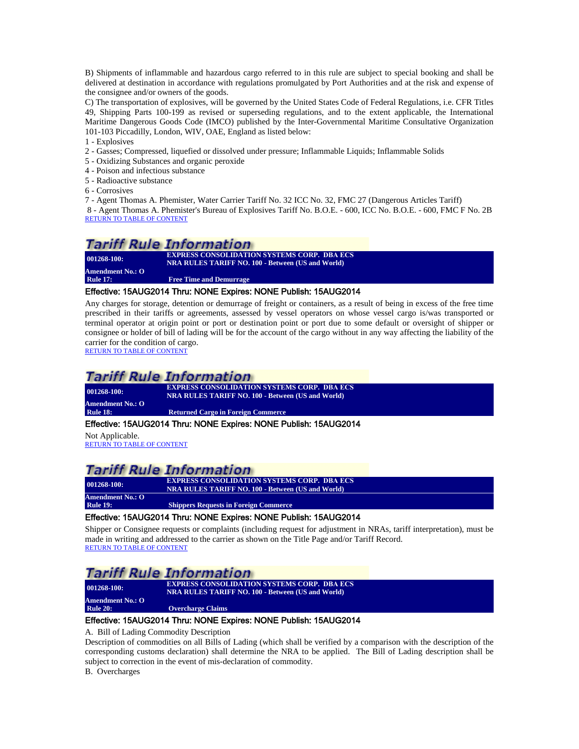B) Shipments of inflammable and hazardous cargo referred to in this rule are subject to special booking and shall be delivered at destination in accordance with regulations promulgated by Port Authorities and at the risk and expense of the consignee and/or owners of the goods.

C) The transportation of explosives, will be governed by the United States Code of Federal Regulations, i.e. CFR Titles 49, Shipping Parts 100-199 as revised or superseding regulations, and to the extent applicable, the International Maritime Dangerous Goods Code (IMCO) published by the Inter-Governmental Maritime Consultative Organization 101-103 Piccadilly, London, WIV, OAE, England as listed below:

1 - Explosives
2 - Gasses; Compressed, liquefied or dissolved under pressure; Inflammable Liquids; Inflammable Solids
5 - Oxidizing Substances and organic peroxide
4 - Poison and infectious substance
5 - Radioactive substance
6 - Corrosives
7 - Agent Thomas A. Phemister, Water Carrier Tariff No. 32 ICC No. 32, FMC 27 (Dangerous Articles Tariff)
8 - Agent Thomas A. Phemister's Bureau of Explosives Tariff No. B.O.E. - 600, ICC No. B.O.E. - 600, FMC F No. 2B

RETURN TO TABLE OF CONTENT

## Tariff Rule Information

| 001268-100: | EXPRESS CONSOLIDATION SYSTEMS CORP. DBA ECS<br>NRA RULES TARIFF NO. 100 - Between (US and World) |
|---|---|
| Amendment No.: O<br>Rule 17: | Free Time and Demurrage |

**Effective: 15AUG2014 Thru: NONE Expires: NONE Publish: 15AUG2014**

Any charges for storage, detention or demurrage of freight or containers, as a result of being in excess of the free time prescribed in their tariffs or agreements, assessed by vessel operators on whose vessel cargo is/was transported or terminal operator at origin point or port or destination point or port due to some default or oversight of shipper or consignee or holder of bill of lading will be for the account of the cargo without in any way affecting the liability of the carrier for the condition of cargo.

RETURN TO TABLE OF CONTENT

## Tariff Rule Information

| 001268-100: | EXPRESS CONSOLIDATION SYSTEMS CORP. DBA ECS<br>NRA RULES TARIFF NO. 100 - Between (US and World) |
|---|---|
| Amendment No.: O<br>Rule 18: | Returned Cargo in Foreign Commerce |

**Effective: 15AUG2014 Thru: NONE Expires: NONE Publish: 15AUG2014**

Not Applicable.

RETURN TO TABLE OF CONTENT

## Tariff Rule Information

| 001268-100: | EXPRESS CONSOLIDATION SYSTEMS CORP. DBA ECS<br>NRA RULES TARIFF NO. 100 - Between (US and World) |
|---|---|
| Amendment No.: O<br>Rule 19: | Shippers Requests in Foreign Commerce |

**Effective: 15AUG2014 Thru: NONE Expires: NONE Publish: 15AUG2014**

Shipper or Consignee requests or complaints (including request for adjustment in NRAs, tariff interpretation), must be made in writing and addressed to the carrier as shown on the Title Page and/or Tariff Record.

RETURN TO TABLE OF CONTENT

## Tariff Rule Information

| 001268-100: | EXPRESS CONSOLIDATION SYSTEMS CORP. DBA ECS<br>NRA RULES TARIFF NO. 100 - Between (US and World) |
|---|---|
| Amendment No.: O<br>Rule 20: | Overcharge Claims |

**Effective: 15AUG2014 Thru: NONE Expires: NONE Publish: 15AUG2014**

A. Bill of Lading Commodity Description

Description of commodities on all Bills of Lading (which shall be verified by a comparison with the description of the corresponding customs declaration) shall determine the NRA to be applied. The Bill of Lading description shall be subject to correction in the event of mis-declaration of commodity.

B. Overcharges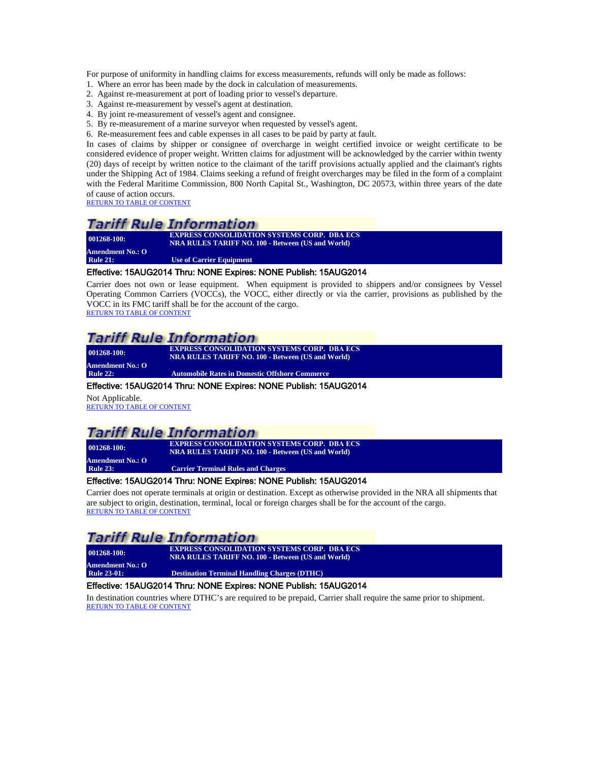For purpose of uniformity in handling claims for excess measurements, refunds will only be made as follows:

1. Where an error has been made by the dock in calculation of measurements.
2. Against re-measurement at port of loading prior to vessel's departure.
3. Against re-measurement by vessel's agent at destination.
4. By joint re-measurement of vessel's agent and consignee.
5. By re-measurement of a marine surveyor when requested by vessel's agent.
6. Re-measurement fees and cable expenses in all cases to be paid by party at fault.

In cases of claims by shipper or consignee of overcharge in weight certified invoice or weight certificate to be considered evidence of proper weight. Written claims for adjustment will be acknowledged by the carrier within twenty (20) days of receipt by written notice to the claimant of the tariff provisions actually applied and the claimant's rights under the Shipping Act of 1984. Claims seeking a refund of freight overcharges may be filed in the form of a complaint with the Federal Maritime Commission, 800 North Capital St., Washington, DC 20573, within three years of the date of cause of action occurs.

RETURN TO TABLE OF CONTENT

## Tariff Rule Information

| 001268-100: | EXPRESS CONSOLIDATION SYSTEMS CORP. DBA ECS NRA RULES TARIFF NO. 100 - Between (US and World) |
|---|---|
| Amendment No.: O | |
| Rule 21: | Use of Carrier Equipment |

**Effective: 15AUG2014 Thru: NONE Expires: NONE Publish: 15AUG2014**

Carrier does not own or lease equipment. When equipment is provided to shippers and/or consignees by Vessel Operating Common Carriers (VOCCs), the VOCC, either directly or via the carrier, provisions as published by the VOCC in its FMC tariff shall be for the account of the cargo.

RETURN TO TABLE OF CONTENT

## Tariff Rule Information

| 001268-100: | EXPRESS CONSOLIDATION SYSTEMS CORP. DBA ECS NRA RULES TARIFF NO. 100 - Between (US and World) |
|---|---|
| Amendment No.: O | |
| Rule 22: | Automobile Rates in Domestic Offshore Commerce |

**Effective: 15AUG2014 Thru: NONE Expires: NONE Publish: 15AUG2014**

Not Applicable.

RETURN TO TABLE OF CONTENT

## Tariff Rule Information

| 001268-100: | EXPRESS CONSOLIDATION SYSTEMS CORP. DBA ECS NRA RULES TARIFF NO. 100 - Between (US and World) |
|---|---|
| Amendment No.: O | |
| Rule 23: | Carrier Terminal Rules and Charges |

**Effective: 15AUG2014 Thru: NONE Expires: NONE Publish: 15AUG2014**

Carrier does not operate terminals at origin or destination. Except as otherwise provided in the NRA all shipments that are subject to origin, destination, terminal, local or foreign charges shall be for the account of the cargo.

RETURN TO TABLE OF CONTENT

## Tariff Rule Information

| 001268-100: | EXPRESS CONSOLIDATION SYSTEMS CORP. DBA ECS NRA RULES TARIFF NO. 100 - Between (US and World) |
|---|---|
| Amendment No.: O | |
| Rule 23-01: | Destination Terminal Handling Charges (DTHC) |

**Effective: 15AUG2014 Thru: NONE Expires: NONE Publish: 15AUG2014**

In destination countries where DTHC's are required to be prepaid, Carrier shall require the same prior to shipment.

RETURN TO TABLE OF CONTENT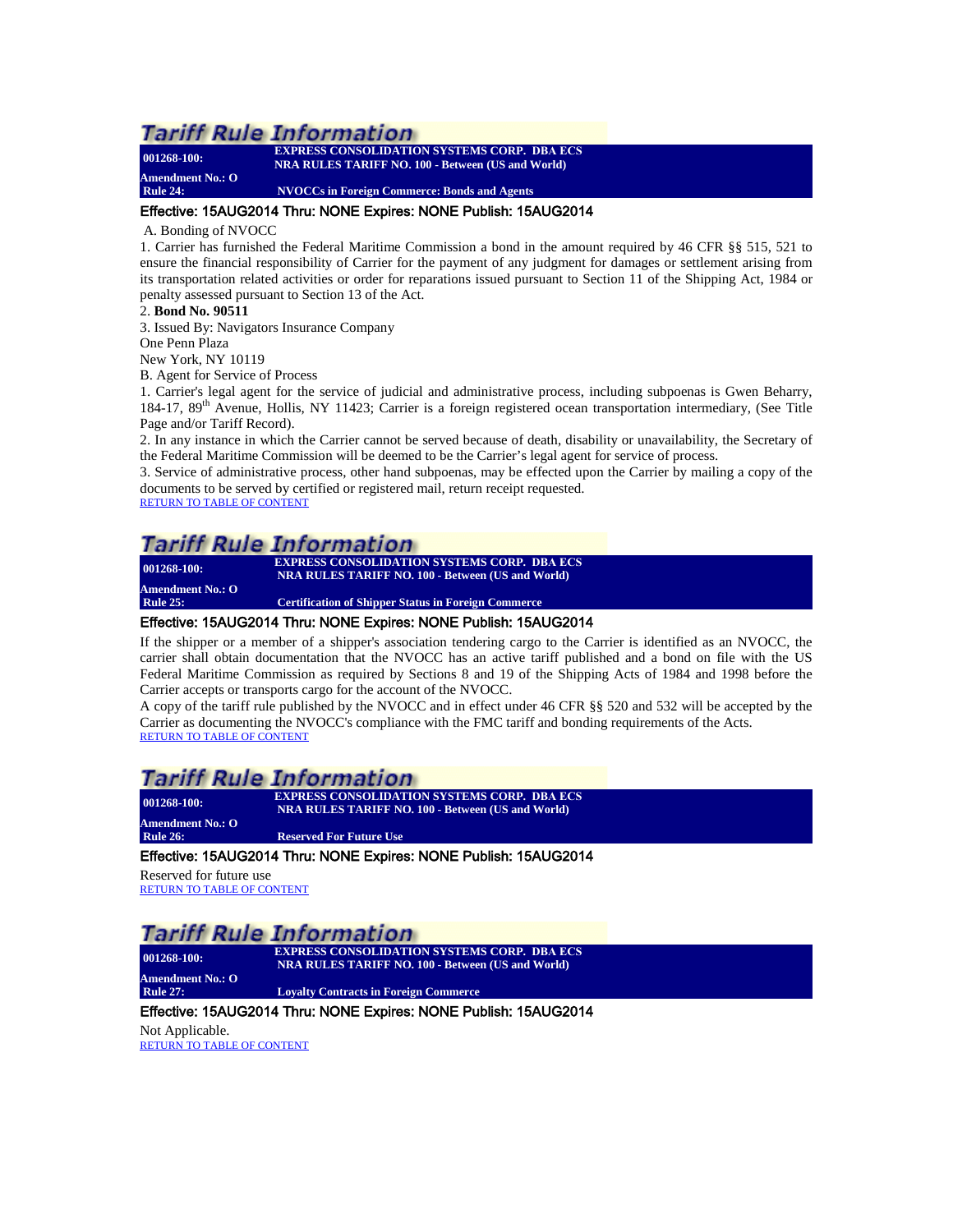## Tariff Rule Information

| 001268-100: | EXPRESS CONSOLIDATION SYSTEMS CORP. DBA ECS NRA RULES TARIFF NO. 100 - Between (US and World) |
|---|---|
| Amendment No.: O | |
| Rule 24: | NVOCCs in Foreign Commerce: Bonds and Agents |

**Effective: 15AUG2014 Thru: NONE Expires: NONE Publish: 15AUG2014**

A. Bonding of NVOCC

1. Carrier has furnished the Federal Maritime Commission a bond in the amount required by 46 CFR §§ 515, 521 to ensure the financial responsibility of Carrier for the payment of any judgment for damages or settlement arising from its transportation related activities or order for reparations issued pursuant to Section 11 of the Shipping Act, 1984 or penalty assessed pursuant to Section 13 of the Act.

2. **Bond No. 90511**

3. Issued By: Navigators Insurance Company
One Penn Plaza
New York, NY 10119

B. Agent for Service of Process

1. Carrier's legal agent for the service of judicial and administrative process, including subpoenas is Gwen Beharry, 184-17, 89th Avenue, Hollis, NY 11423; Carrier is a foreign registered ocean transportation intermediary, (See Title Page and/or Tariff Record).

2. In any instance in which the Carrier cannot be served because of death, disability or unavailability, the Secretary of the Federal Maritime Commission will be deemed to be the Carrier's legal agent for service of process.

3. Service of administrative process, other hand subpoenas, may be effected upon the Carrier by mailing a copy of the documents to be served by certified or registered mail, return receipt requested.

RETURN TO TABLE OF CONTENT

## Tariff Rule Information

| 001268-100: | EXPRESS CONSOLIDATION SYSTEMS CORP. DBA ECS NRA RULES TARIFF NO. 100 - Between (US and World) |
|---|---|
| Amendment No.: O | |
| Rule 25: | Certification of Shipper Status in Foreign Commerce |

**Effective: 15AUG2014 Thru: NONE Expires: NONE Publish: 15AUG2014**

If the shipper or a member of a shipper's association tendering cargo to the Carrier is identified as an NVOCC, the carrier shall obtain documentation that the NVOCC has an active tariff published and a bond on file with the US Federal Maritime Commission as required by Sections 8 and 19 of the Shipping Acts of 1984 and 1998 before the Carrier accepts or transports cargo for the account of the NVOCC.

A copy of the tariff rule published by the NVOCC and in effect under 46 CFR §§ 520 and 532 will be accepted by the Carrier as documenting the NVOCC's compliance with the FMC tariff and bonding requirements of the Acts.

RETURN TO TABLE OF CONTENT

## Tariff Rule Information

| 001268-100: | EXPRESS CONSOLIDATION SYSTEMS CORP. DBA ECS NRA RULES TARIFF NO. 100 - Between (US and World) |
|---|---|
| Amendment No.: O | |
| Rule 26: | Reserved For Future Use |

**Effective: 15AUG2014 Thru: NONE Expires: NONE Publish: 15AUG2014**

Reserved for future use

RETURN TO TABLE OF CONTENT

## Tariff Rule Information

| 001268-100: | EXPRESS CONSOLIDATION SYSTEMS CORP. DBA ECS NRA RULES TARIFF NO. 100 - Between (US and World) |
|---|---|
| Amendment No.: O | |
| Rule 27: | Loyalty Contracts in Foreign Commerce |

**Effective: 15AUG2014 Thru: NONE Expires: NONE Publish: 15AUG2014**

Not Applicable.

RETURN TO TABLE OF CONTENT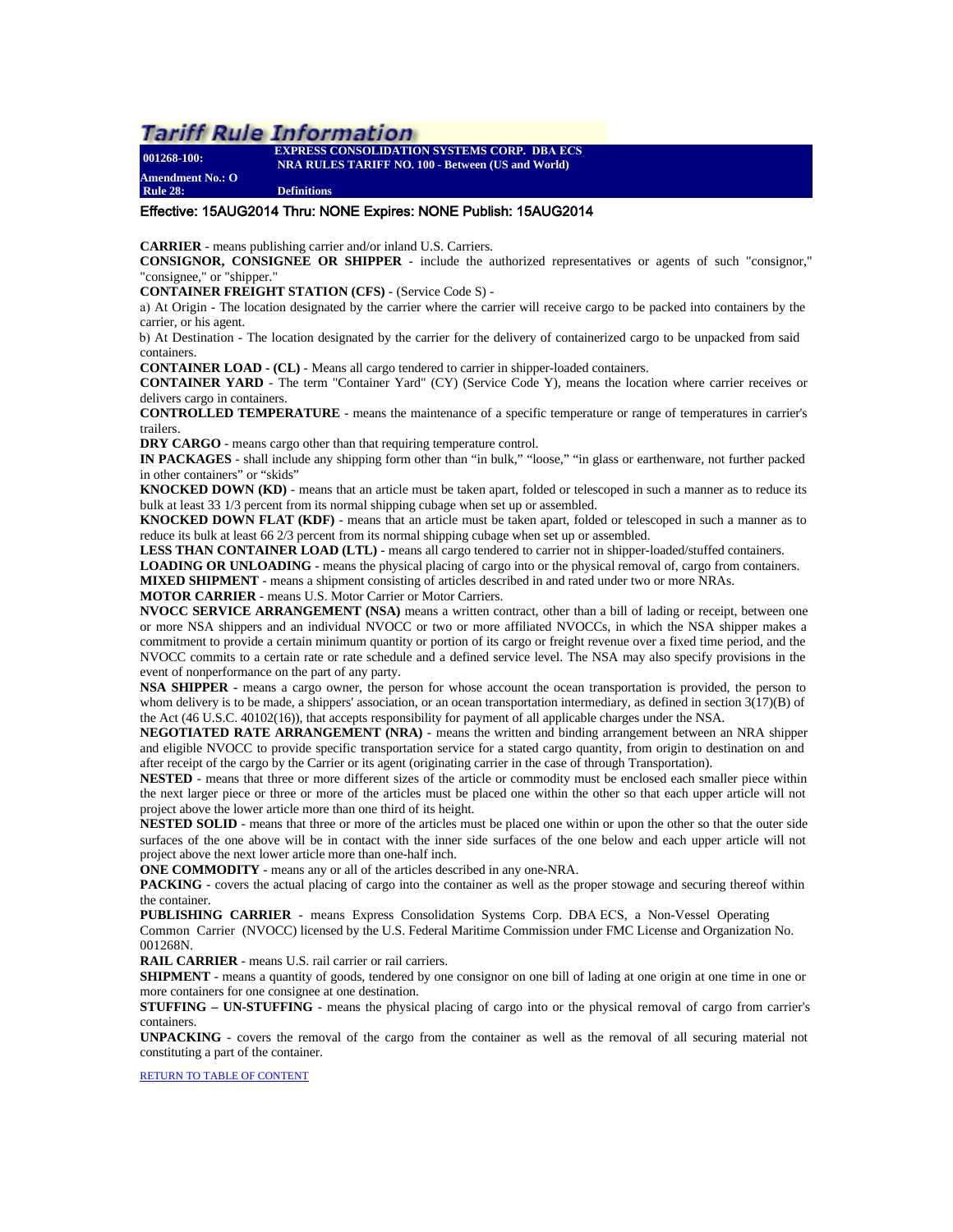# Tariff Rule Information

**001268-100:** **EXPRESS CONSOLIDATION SYSTEMS CORP. DBA ECS NRA RULES TARIFF NO. 100 - Between (US and World)**

**Amendment No.: O**

**Rule 28:** **Definitions**

Effective: 15AUG2014 Thru: NONE Expires: NONE Publish: 15AUG2014

**CARRIER** - means publishing carrier and/or inland U.S. Carriers.

**CONSIGNOR, CONSIGNEE OR SHIPPER** - include the authorized representatives or agents of such "consignor," "consignee," or "shipper."

**CONTAINER FREIGHT STATION (CFS)** - (Service Code S) -

a) At Origin - The location designated by the carrier where the carrier will receive cargo to be packed into containers by the carrier, or his agent.

b) At Destination - The location designated by the carrier for the delivery of containerized cargo to be unpacked from said containers.

**CONTAINER LOAD - (CL)** - Means all cargo tendered to carrier in shipper-loaded containers.

**CONTAINER YARD** - The term "Container Yard" (CY) (Service Code Y), means the location where carrier receives or delivers cargo in containers.

**CONTROLLED TEMPERATURE** - means the maintenance of a specific temperature or range of temperatures in carrier's trailers.

**DRY CARGO** - means cargo other than that requiring temperature control.

**IN PACKAGES** - shall include any shipping form other than "in bulk," "loose," "in glass or earthenware, not further packed in other containers" or "skids"

**KNOCKED DOWN (KD)** - means that an article must be taken apart, folded or telescoped in such a manner as to reduce its bulk at least 33 1/3 percent from its normal shipping cubage when set up or assembled.

**KNOCKED DOWN FLAT (KDF)** - means that an article must be taken apart, folded or telescoped in such a manner as to reduce its bulk at least 66 2/3 percent from its normal shipping cubage when set up or assembled.

**LESS THAN CONTAINER LOAD (LTL)** - means all cargo tendered to carrier not in shipper-loaded/stuffed containers.

**LOADING OR UNLOADING** - means the physical placing of cargo into or the physical removal of, cargo from containers.

**MIXED SHIPMENT** - means a shipment consisting of articles described in and rated under two or more NRAs.

**MOTOR CARRIER** - means U.S. Motor Carrier or Motor Carriers.

**NVOCC SERVICE ARRANGEMENT (NSA)** means a written contract, other than a bill of lading or receipt, between one or more NSA shippers and an individual NVOCC or two or more affiliated NVOCCs, in which the NSA shipper makes a commitment to provide a certain minimum quantity or portion of its cargo or freight revenue over a fixed time period, and the NVOCC commits to a certain rate or rate schedule and a defined service level. The NSA may also specify provisions in the event of nonperformance on the part of any party.

**NSA SHIPPER -** means a cargo owner, the person for whose account the ocean transportation is provided, the person to whom delivery is to be made, a shippers' association, or an ocean transportation intermediary, as defined in section 3(17)(B) of the Act (46 U.S.C. 40102(16)), that accepts responsibility for payment of all applicable charges under the NSA.

**NEGOTIATED RATE ARRANGEMENT (NRA)** - means the written and binding arrangement between an NRA shipper and eligible NVOCC to provide specific transportation service for a stated cargo quantity, from origin to destination on and after receipt of the cargo by the Carrier or its agent (originating carrier in the case of through Transportation).

**NESTED** - means that three or more different sizes of the article or commodity must be enclosed each smaller piece within the next larger piece or three or more of the articles must be placed one within the other so that each upper article will not project above the lower article more than one third of its height.

**NESTED SOLID** - means that three or more of the articles must be placed one within or upon the other so that the outer side surfaces of the one above will be in contact with the inner side surfaces of the one below and each upper article will not project above the next lower article more than one-half inch.

**ONE COMMODITY** - means any or all of the articles described in any one-NRA.

**PACKING** - covers the actual placing of cargo into the container as well as the proper stowage and securing thereof within the container.

**PUBLISHING CARRIER** - means Express Consolidation Systems Corp. DBA ECS, a Non-Vessel Operating Common Carrier (NVOCC) licensed by the U.S. Federal Maritime Commission under FMC License and Organization No. 001268N.

**RAIL CARRIER** - means U.S. rail carrier or rail carriers.

**SHIPMENT** - means a quantity of goods, tendered by one consignor on one bill of lading at one origin at one time in one or more containers for one consignee at one destination.

**STUFFING – UN-STUFFING** - means the physical placing of cargo into or the physical removal of cargo from carrier's containers.

**UNPACKING** - covers the removal of the cargo from the container as well as the removal of all securing material not constituting a part of the container.

RETURN TO TABLE OF CONTENT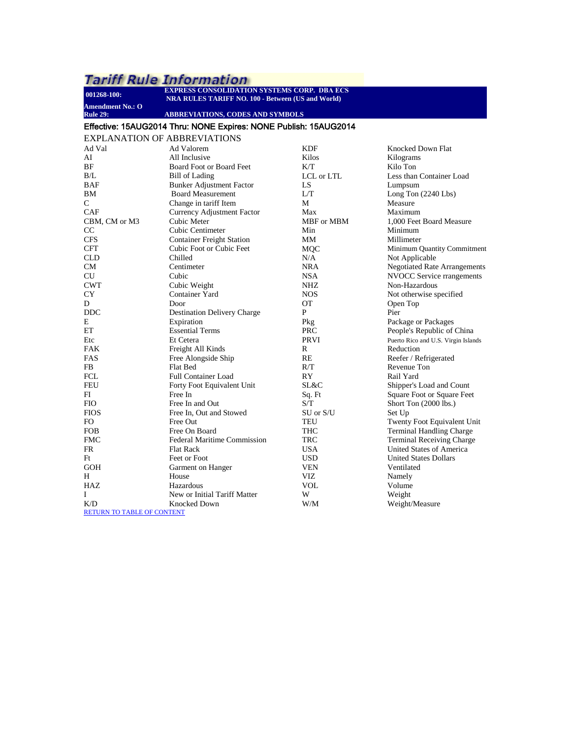# Tariff Rule Information

**001268-100:** **EXPRESS CONSOLIDATION SYSTEMS CORP. DBA ECS**
**NRA RULES TARIFF NO. 100 - Between (US and World)**

**Amendment No.: O**
**Rule 29:** **ABBREVIATIONS, CODES AND SYMBOLS**

**Effective: 15AUG2014 Thru: NONE Expires: NONE Publish: 15AUG2014**

## EXPLANATION OF ABBREVIATIONS

| Abbreviation | Meaning |
|---|---|
| Ad Val | Ad Valorem |
| AI | All Inclusive |
| BF | Board Foot or Board Feet |
| B/L | Bill of Lading |
| BAF | Bunker Adjustment Factor |
| BM | Board Measurement |
| C | Change in tariff Item |
| CAF | Currency Adjustment Factor |
| CBM, CM or M3 | Cubic Meter |
| CC | Cubic Centimeter |
| CFS | Container Freight Station |
| CFT | Cubic Foot or Cubic Feet |
| CLD | Chilled |
| CM | Centimeter |
| CU | Cubic |
| CWT | Cubic Weight |
| CY | Container Yard |
| D | Door |
| DDC | Destination Delivery Charge |
| E | Expiration |
| ET | Essential Terms |
| Etc | Et Cetera |
| FAK | Freight All Kinds |
| FAS | Free Alongside Ship |
| FB | Flat Bed |
| FCL | Full Container Load |
| FEU | Forty Foot Equivalent Unit |
| FI | Free In |
| FIO | Free In and Out |
| FIOS | Free In, Out and Stowed |
| FO | Free Out |
| FOB | Free On Board |
| FMC | Federal Maritime Commission |
| FR | Flat Rack |
| Ft | Feet or Foot |
| GOH | Garment on Hanger |
| H | House |
| HAZ | Hazardous |
| I | New or Initial Tariff Matter |
| K/D | Knocked Down |
| KDF | Knocked Down Flat |
| Kilos | Kilograms |
| K/T | Kilo Ton |
| LCL or LTL | Less than Container Load |
| LS | Lumpsum |
| L/T | Long Ton (2240 Lbs) |
| M | Measure |
| Max | Maximum |
| MBF or MBM | 1,000 Feet Board Measure |
| Min | Minimum |
| MM | Millimeter |
| MQC | Minimum Quantity Commitment |
| N/A | Not Applicable |
| NRA | Negotiated Rate Arrangements |
| NSA | NVOCC Service rrangements |
| NHZ | Non-Hazardous |
| NOS | Not otherwise specified |
| OT | Open Top |
| P | Pier |
| Pkg | Package or Packages |
| PRC | People's Republic of China |
| PRVI | Puerto Rico and U.S. Virgin Islands |
| R | Reduction |
| RE | Reefer / Refrigerated |
| R/T | Revenue Ton |
| RY | Rail Yard |
| SL&C | Shipper's Load and Count |
| Sq. Ft | Square Foot or Square Feet |
| S/T | Short Ton (2000 lbs.) |
| SU or S/U | Set Up |
| TEU | Twenty Foot Equivalent Unit |
| THC | Terminal Handling Charge |
| TRC | Terminal Receiving Charge |
| USA | United States of America |
| USD | United States Dollars |
| VEN | Ventilated |
| VIZ | Namely |
| VOL | Volume |
| W | Weight |
| W/M | Weight/Measure |

RETURN TO TABLE OF CONTENT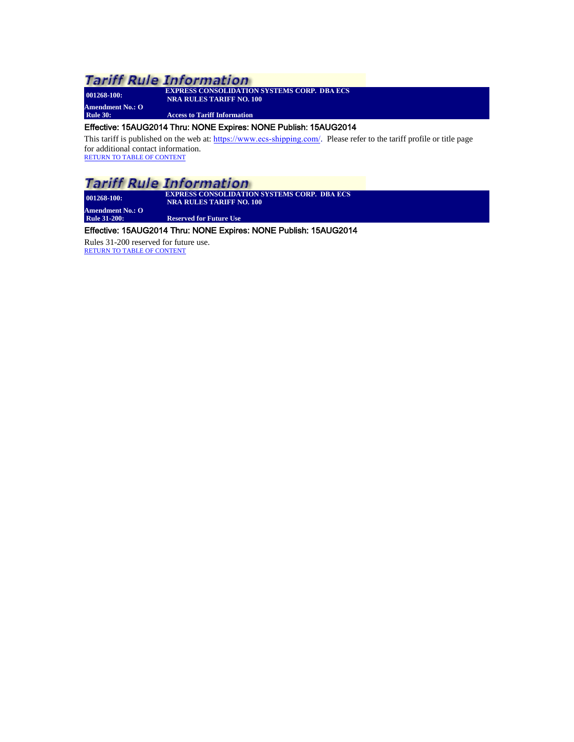## Tariff Rule Information

**001268-100:** **EXPRESS CONSOLIDATION SYSTEMS CORP. DBA ECS NRA RULES TARIFF NO. 100**

**Amendment No.: O**

**Rule 30:** **Access to Tariff Information**

Effective: 15AUG2014 Thru: NONE Expires: NONE Publish: 15AUG2014

This tariff is published on the web at: https://www.ecs-shipping.com/. Please refer to the tariff profile or title page for additional contact information.

RETURN TO TABLE OF CONTENT

## Tariff Rule Information

**001268-100:** **EXPRESS CONSOLIDATION SYSTEMS CORP. DBA ECS NRA RULES TARIFF NO. 100**

**Amendment No.: O**

**Rule 31-200:** **Reserved for Future Use**

Effective: 15AUG2014 Thru: NONE Expires: NONE Publish: 15AUG2014

Rules 31-200 reserved for future use.

RETURN TO TABLE OF CONTENT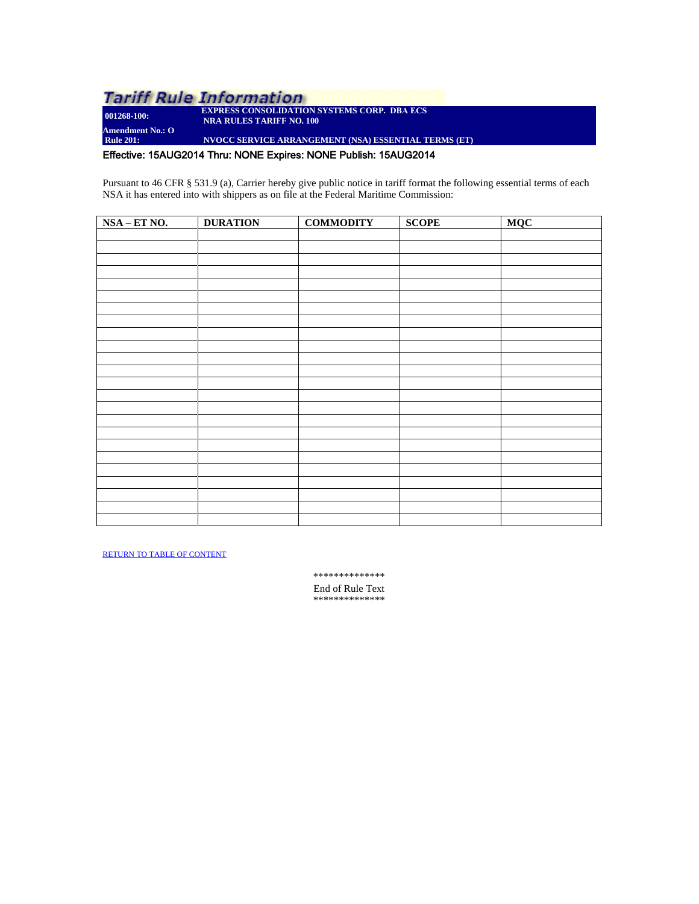## Tariff Rule Information

**001268-100:** **EXPRESS CONSOLIDATION SYSTEMS CORP. DBA ECS**
**NRA RULES TARIFF NO. 100**

**Amendment No.: O**

**Rule 201:** **NVOCC SERVICE ARRANGEMENT (NSA) ESSENTIAL TERMS (ET)**

Effective: 15AUG2014 Thru: NONE Expires: NONE Publish: 15AUG2014

Pursuant to 46 CFR § 531.9 (a), Carrier hereby give public notice in tariff format the following essential terms of each NSA it has entered into with shippers as on file at the Federal Maritime Commission:

| NSA – ET NO. | DURATION | COMMODITY | SCOPE | MQC |
|---|---|---|---|---|
| | | | | |
| | | | | |
| | | | | |
| | | | | |
| | | | | |
| | | | | |
| | | | | |
| | | | | |
| | | | | |
| | | | | |
| | | | | |
| | | | | |
| | | | | |
| | | | | |
| | | | | |
| | | | | |
| | | | | |
| | | | | |
| | | | | |
| | | | | |
| | | | | |
| | | | | |
| | | | | |
| | | | | |

RETURN TO TABLE OF CONTENT

**************

End of Rule Text

**************